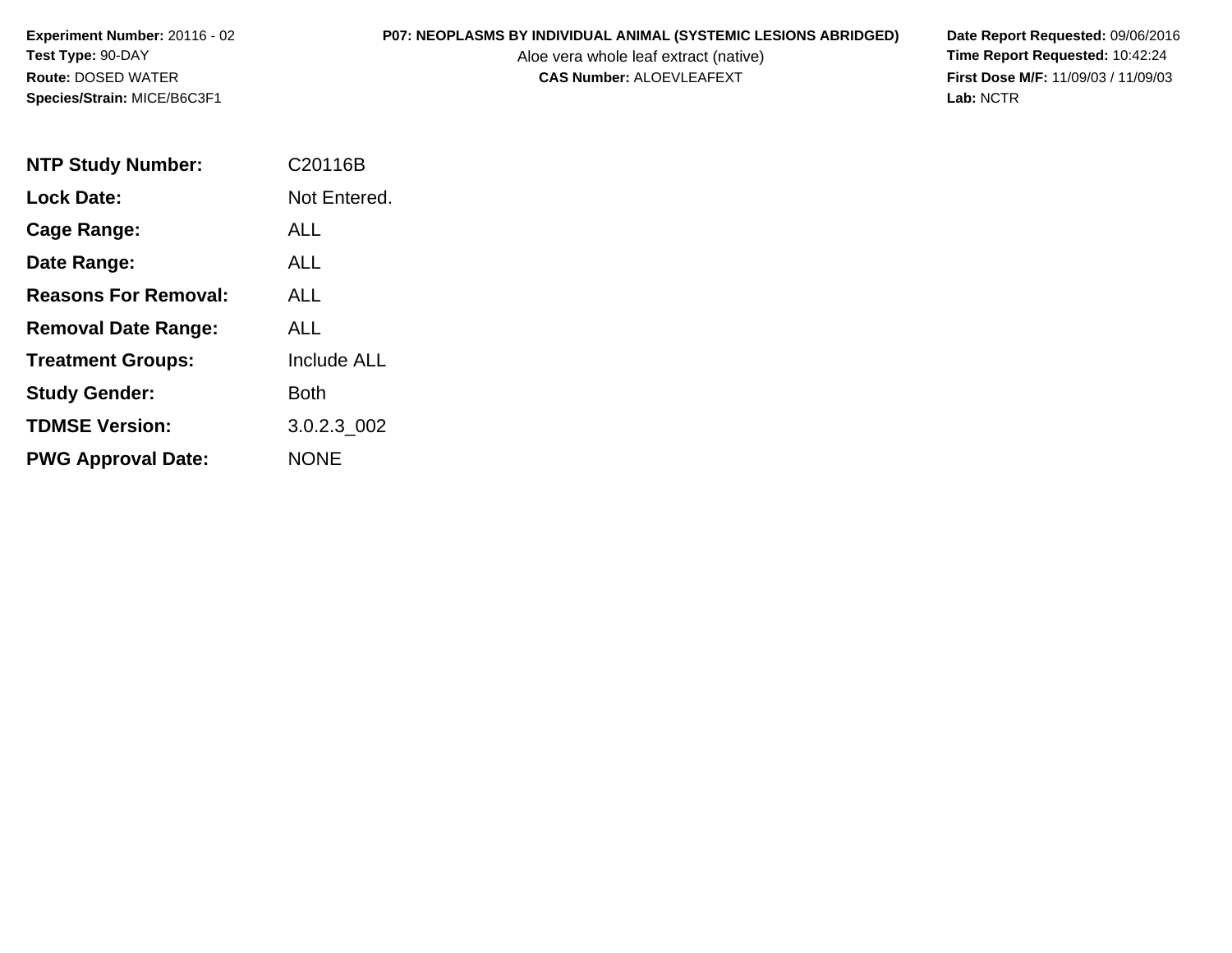**Experiment Number:** 20116 - 02
**Test Type:** 90-DAY
**Route:** DOSED WATER
**Species/Strain:** MICE/B6C3F1

**P07: NEOPLASMS BY INDIVIDUAL ANIMAL (SYSTEMIC LESIONS ABRIDGED)**
Aloe vera whole leaf extract (native)
**CAS Number:** ALOEVLEAFEXT

**Date Report Requested:** 09/06/2016
**Time Report Requested:** 10:42:24
**First Dose M/F:** 11/09/03 / 11/09/03
**Lab:** NCTR

| | |
|---|---|
| **NTP Study Number:** | C20116B |
| **Lock Date:** | Not Entered. |
| **Cage Range:** | ALL |
| **Date Range:** | ALL |
| **Reasons For Removal:** | ALL |
| **Removal Date Range:** | ALL |
| **Treatment Groups:** | Include ALL |
| **Study Gender:** | Both |
| **TDMSE Version:** | 3.0.2.3_002 |
| **PWG Approval Date:** | NONE |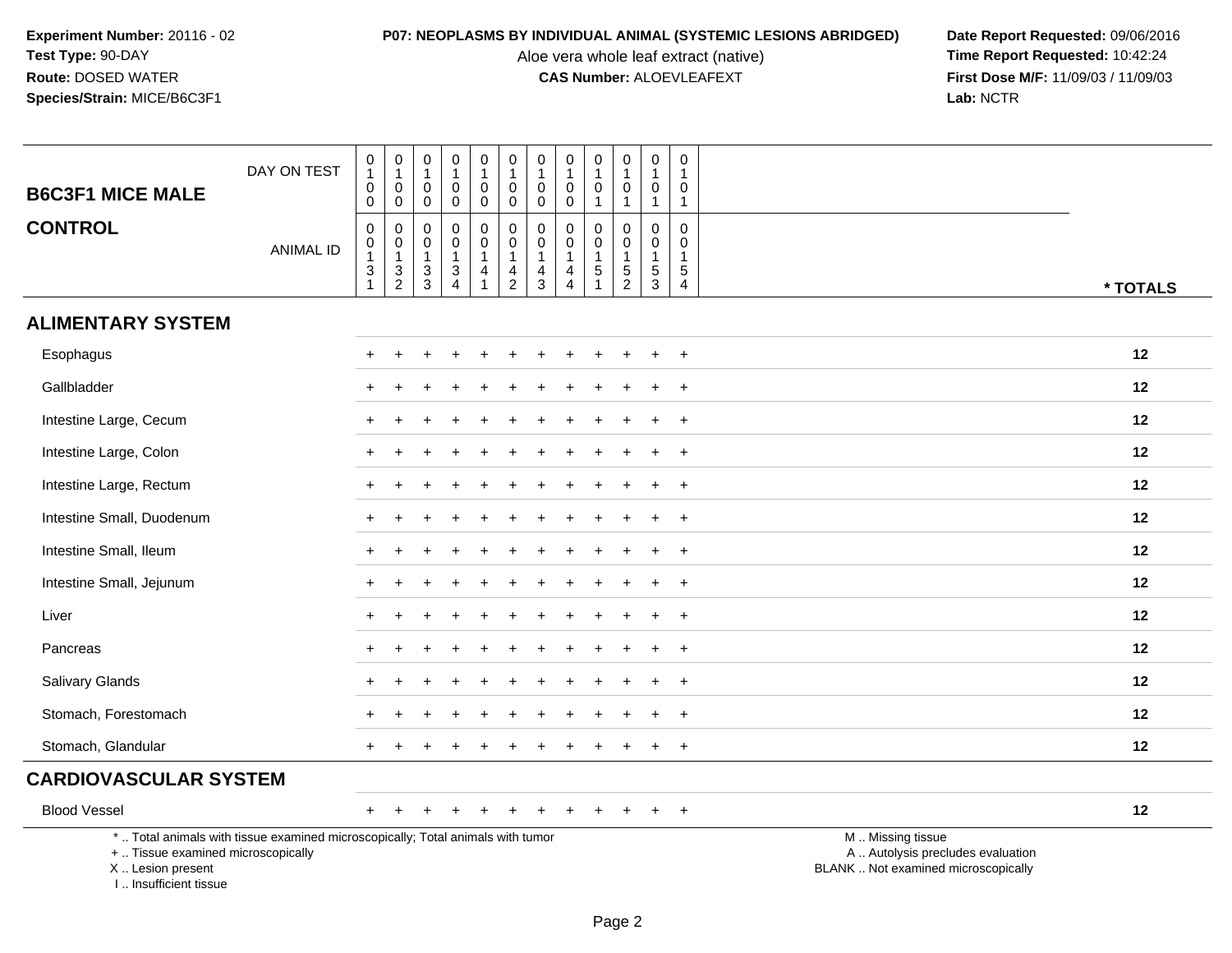**Experiment Number:** 20116 - 02
**Test Type:** 90-DAY
**Route:** DOSED WATER
**Species/Strain:** MICE/B6C3F1

**P07: NEOPLASMS BY INDIVIDUAL ANIMAL (SYSTEMIC LESIONS ABRIDGED)**
Aloe vera whole leaf extract (native)
**CAS Number:** ALOEVLEAFEXT

**Date Report Requested:** 09/06/2016
**Time Report Requested:** 10:42:24
**First Dose M/F:** 11/09/03 / 11/09/03
**Lab:** NCTR

## B6C3F1 MICE MALE

## CONTROL

| DAY ON TEST | 0100 | 0100 | 0100 | 0100 | 0100 | 0100 | 0100 | 0100 | 0101 | 0101 | 0101 | 0101 | |
|---|---|---|---|---|---|---|---|---|---|---|---|---|---|
| **ANIMAL ID** | 00131 | 00132 | 00133 | 00134 | 00141 | 00142 | 00143 | 00144 | 00151 | 00152 | 00153 | 00154 | *** TOTALS** |
| **ALIMENTARY SYSTEM** | | | | | | | | | | | | | |
| Esophagus | + | + | + | + | + | + | + | + | + | + | + | + | 12 |
| Gallbladder | + | + | + | + | + | + | + | + | + | + | + | + | 12 |
| Intestine Large, Cecum | + | + | + | + | + | + | + | + | + | + | + | + | 12 |
| Intestine Large, Colon | + | + | + | + | + | + | + | + | + | + | + | + | 12 |
| Intestine Large, Rectum | + | + | + | + | + | + | + | + | + | + | + | + | 12 |
| Intestine Small, Duodenum | + | + | + | + | + | + | + | + | + | + | + | + | 12 |
| Intestine Small, Ileum | + | + | + | + | + | + | + | + | + | + | + | + | 12 |
| Intestine Small, Jejunum | + | + | + | + | + | + | + | + | + | + | + | + | 12 |
| Liver | + | + | + | + | + | + | + | + | + | + | + | + | 12 |
| Pancreas | + | + | + | + | + | + | + | + | + | + | + | + | 12 |
| Salivary Glands | + | + | + | + | + | + | + | + | + | + | + | + | 12 |
| Stomach, Forestomach | + | + | + | + | + | + | + | + | + | + | + | + | 12 |
| Stomach, Glandular | + | + | + | + | + | + | + | + | + | + | + | + | 12 |
| **CARDIOVASCULAR SYSTEM** | | | | | | | | | | | | | |
| Blood Vessel | + | + | + | + | + | + | + | + | + | + | + | + | 12 |

\* .. Total animals with tissue examined microscopically; Total animals with tumor
+ .. Tissue examined microscopically
X .. Lesion present
I .. Insufficient tissue

M .. Missing tissue
A .. Autolysis precludes evaluation
BLANK .. Not examined microscopically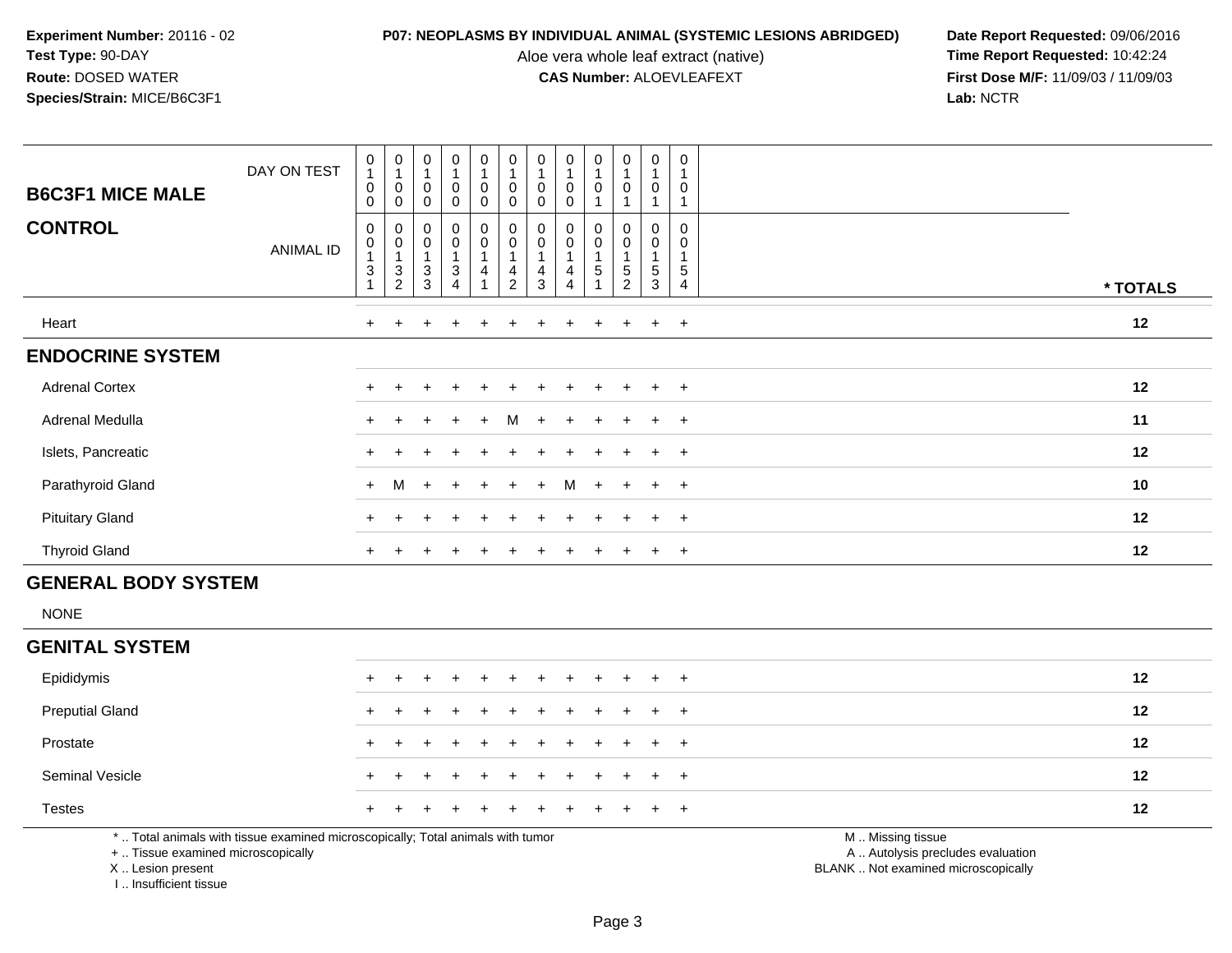**Experiment Number:** 20116 - 02
**Test Type:** 90-DAY
**Route:** DOSED WATER
**Species/Strain:** MICE/B6C3F1

**P07: NEOPLASMS BY INDIVIDUAL ANIMAL (SYSTEMIC LESIONS ABRIDGED)**
Aloe vera whole leaf extract (native)
**CAS Number:** ALOEVLEAFEXT

**Date Report Requested:** 09/06/2016
**Time Report Requested:** 10:42:24
**First Dose M/F:** 11/09/03 / 11/09/03
**Lab:** NCTR

| **B6C3F1 MICE MALE** DAY ON TEST | 0100 | 0100 | 0100 | 0100 | 0100 | 0100 | 0100 | 0100 | 0101 | 0101 | 0101 | 0101 | |
|---|---|---|---|---|---|---|---|---|---|---|---|---|---|
| **CONTROL** ANIMAL ID | 00131 | 00132 | 00133 | 00134 | 00141 | 00142 | 00143 | 00144 | 00151 | 00152 | 00153 | 00154 | *** TOTALS** |
| Heart | + | + | + | + | + | + | + | + | + | + | + | + | **12** |
| **ENDOCRINE SYSTEM** | | | | | | | | | | | | | |
| Adrenal Cortex | + | + | + | + | + | + | + | + | + | + | + | + | **12** |
| Adrenal Medulla | + | + | + | + | + | M | + | + | + | + | + | + | **11** |
| Islets, Pancreatic | + | + | + | + | + | + | + | + | + | + | + | + | **12** |
| Parathyroid Gland | + | M | + | + | + | + | + | M | + | + | + | + | **10** |
| Pituitary Gland | + | + | + | + | + | + | + | + | + | + | + | + | **12** |
| Thyroid Gland | + | + | + | + | + | + | + | + | + | + | + | + | **12** |
| **GENERAL BODY SYSTEM** | | | | | | | | | | | | | |
| NONE | | | | | | | | | | | | | |
| **GENITAL SYSTEM** | | | | | | | | | | | | | |
| Epididymis | + | + | + | + | + | + | + | + | + | + | + | + | **12** |
| Preputial Gland | + | + | + | + | + | + | + | + | + | + | + | + | **12** |
| Prostate | + | + | + | + | + | + | + | + | + | + | + | + | **12** |
| Seminal Vesicle | + | + | + | + | + | + | + | + | + | + | + | + | **12** |
| Testes | + | + | + | + | + | + | + | + | + | + | + | + | **12** |

\* .. Total animals with tissue examined microscopically; Total animals with tumor
\+ .. Tissue examined microscopically
X .. Lesion present
I .. Insufficient tissue

M .. Missing tissue
A .. Autolysis precludes evaluation
BLANK .. Not examined microscopically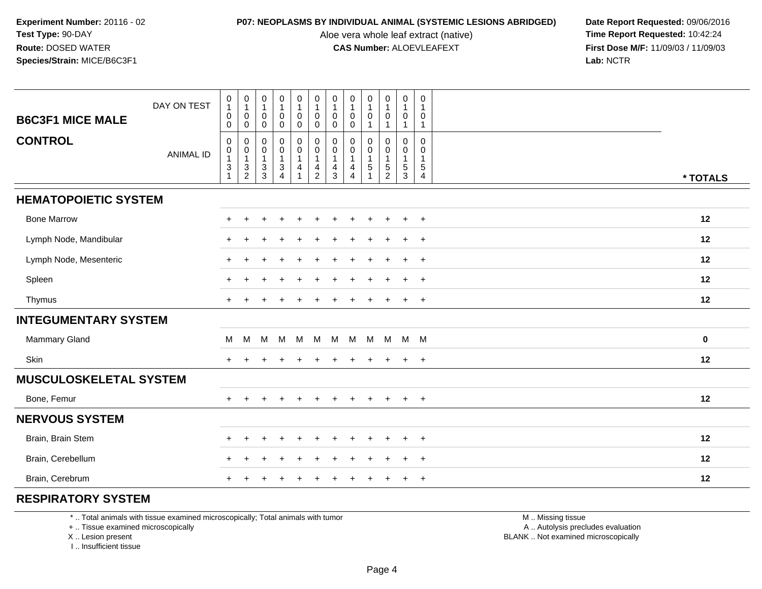**Experiment Number:** 20116 - 02
**Test Type:** 90-DAY
**Route:** DOSED WATER
**Species/Strain:** MICE/B6C3F1

**P07: NEOPLASMS BY INDIVIDUAL ANIMAL (SYSTEMIC LESIONS ABRIDGED)**
Aloe vera whole leaf extract (native)
**CAS Number:** ALOEVLEAFEXT

**Date Report Requested:** 09/06/2016
**Time Report Requested:** 10:42:24
**First Dose M/F:** 11/09/03 / 11/09/03
**Lab:** NCTR

| B6C3F1 MICE MALE / CONTROL | | | | | | | | | | | | | |
|---|---|---|---|---|---|---|---|---|---|---|---|---|---|
| DAY ON TEST | 0100 | 0100 | 0100 | 0100 | 0100 | 0100 | 0100 | 0100 | 0101 | 0101 | 0101 | 0101 | |
| ANIMAL ID | 00131 | 00132 | 00133 | 00134 | 00141 | 00142 | 00143 | 00144 | 00151 | 00152 | 00153 | 00154 | * TOTALS |
| **HEMATOPOIETIC SYSTEM** | | | | | | | | | | | | | |
| Bone Marrow | + | + | + | + | + | + | + | + | + | + | + | + | 12 |
| Lymph Node, Mandibular | + | + | + | + | + | + | + | + | + | + | + | + | 12 |
| Lymph Node, Mesenteric | + | + | + | + | + | + | + | + | + | + | + | + | 12 |
| Spleen | + | + | + | + | + | + | + | + | + | + | + | + | 12 |
| Thymus | + | + | + | + | + | + | + | + | + | + | + | + | 12 |
| **INTEGUMENTARY SYSTEM** | | | | | | | | | | | | | |
| Mammary Gland | M | M | M | M | M | M | M | M | M | M | M | M | 0 |
| Skin | + | + | + | + | + | + | + | + | + | + | + | + | 12 |
| **MUSCULOSKELETAL SYSTEM** | | | | | | | | | | | | | |
| Bone, Femur | + | + | + | + | + | + | + | + | + | + | + | + | 12 |
| **NERVOUS SYSTEM** | | | | | | | | | | | | | |
| Brain, Brain Stem | + | + | + | + | + | + | + | + | + | + | + | + | 12 |
| Brain, Cerebellum | + | + | + | + | + | + | + | + | + | + | + | + | 12 |
| Brain, Cerebrum | + | + | + | + | + | + | + | + | + | + | + | + | 12 |
| **RESPIRATORY SYSTEM** | | | | | | | | | | | | | |

* .. Total animals with tissue examined microscopically; Total animals with tumor
+ .. Tissue examined microscopically
X .. Lesion present
I .. Insufficient tissue

M .. Missing tissue
A .. Autolysis precludes evaluation
BLANK .. Not examined microscopically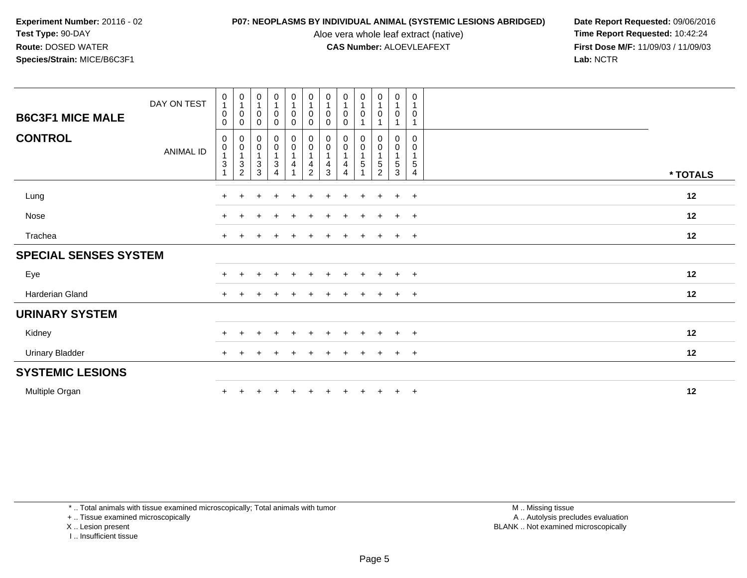**Experiment Number:** 20116 - 02
**Test Type:** 90-DAY
**Route:** DOSED WATER
**Species/Strain:** MICE/B6C3F1

**P07: NEOPLASMS BY INDIVIDUAL ANIMAL (SYSTEMIC LESIONS ABRIDGED)**
Aloe vera whole leaf extract (native)
**CAS Number:** ALOEVLEAFEXT

**Date Report Requested:** 09/06/2016
**Time Report Requested:** 10:42:24
**First Dose M/F:** 11/09/03 / 11/09/03
**Lab:** NCTR

**B6C3F1 MICE MALE**

**CONTROL**

| DAY ON TEST | 0100 | 0100 | 0100 | 0100 | 0100 | 0100 | 0100 | 0100 | 0101 | 0101 | 0101 | 0101 | |
|---|---|---|---|---|---|---|---|---|---|---|---|---|---|
| ANIMAL ID | 00131 | 00132 | 00133 | 00134 | 00141 | 00142 | 00143 | 00144 | 00151 | 00152 | 00153 | 00154 | * TOTALS |
| Lung | + | + | + | + | + | + | + | + | + | + | + | + | 12 |
| Nose | + | + | + | + | + | + | + | + | + | + | + | + | 12 |
| Trachea | + | + | + | + | + | + | + | + | + | + | + | + | 12 |
| **SPECIAL SENSES SYSTEM** | | | | | | | | | | | | | |
| Eye | + | + | + | + | + | + | + | + | + | + | + | + | 12 |
| Harderian Gland | + | + | + | + | + | + | + | + | + | + | + | + | 12 |
| **URINARY SYSTEM** | | | | | | | | | | | | | |
| Kidney | + | + | + | + | + | + | + | + | + | + | + | + | 12 |
| Urinary Bladder | + | + | + | + | + | + | + | + | + | + | + | + | 12 |
| **SYSTEMIC LESIONS** | | | | | | | | | | | | | |
| Multiple Organ | + | + | + | + | + | + | + | + | + | + | + | + | 12 |

\* .. Total animals with tissue examined microscopically; Total animals with tumor
\+ .. Tissue examined microscopically
X .. Lesion present
I .. Insufficient tissue

M .. Missing tissue
A .. Autolysis precludes evaluation
BLANK .. Not examined microscopically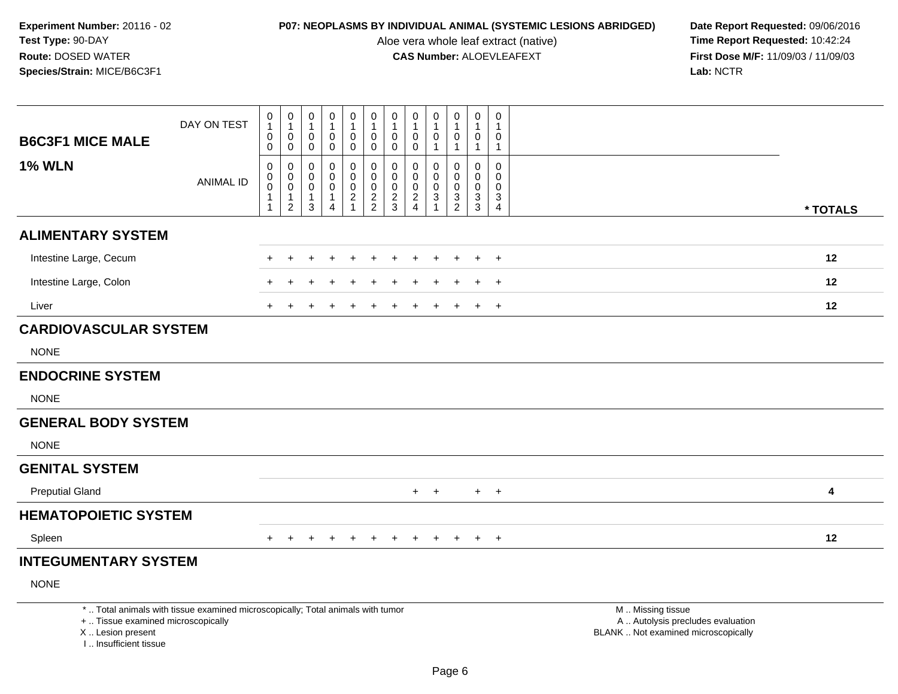**Experiment Number:** 20116 - 02
**Test Type:** 90-DAY
**Route:** DOSED WATER
**Species/Strain:** MICE/B6C3F1

**P07: NEOPLASMS BY INDIVIDUAL ANIMAL (SYSTEMIC LESIONS ABRIDGED)**
Aloe vera whole leaf extract (native)
**CAS Number:** ALOEVLEAFEXT

**Date Report Requested:** 09/06/2016
**Time Report Requested:** 10:42:24
**First Dose M/F:** 11/09/03 / 11/09/03
**Lab:** NCTR

**B6C3F1 MICE MALE**
**1% WLN**

| | | | | | | | | | | | | | |
|---|---|---|---|---|---|---|---|---|---|---|---|---|---|
| DAY ON TEST | 0100 | 0100 | 0100 | 0100 | 0100 | 0100 | 0100 | 0100 | 0101 | 0101 | 0101 | 0101 | |
| ANIMAL ID | 0011 | 0012 | 0013 | 0014 | 0021 | 0022 | 0023 | 0024 | 0031 | 0032 | 0033 | 0034 | * TOTALS |
| **ALIMENTARY SYSTEM** | | | | | | | | | | | | | |
| Intestine Large, Cecum | + | + | + | + | + | + | + | + | + | + | + | + | 12 |
| Intestine Large, Colon | + | + | + | + | + | + | + | + | + | + | + | + | 12 |
| Liver | + | + | + | + | + | + | + | + | + | + | + | + | 12 |
| **CARDIOVASCULAR SYSTEM** | | | | | | | | | | | | | |
| NONE | | | | | | | | | | | | | |
| **ENDOCRINE SYSTEM** | | | | | | | | | | | | | |
| NONE | | | | | | | | | | | | | |
| **GENERAL BODY SYSTEM** | | | | | | | | | | | | | |
| NONE | | | | | | | | | | | | | |
| **GENITAL SYSTEM** | | | | | | | | | | | | | |
| Preputial Gland | | | | | | | | + | + | | + | + | 4 |
| **HEMATOPOIETIC SYSTEM** | | | | | | | | | | | | | |
| Spleen | + | + | + | + | + | + | + | + | + | + | + | + | 12 |
| **INTEGUMENTARY SYSTEM** | | | | | | | | | | | | | |
| NONE | | | | | | | | | | | | | |

\* .. Total animals with tissue examined microscopically; Total animals with tumor
\+ .. Tissue examined microscopically
X .. Lesion present
I .. Insufficient tissue

M .. Missing tissue
A .. Autolysis precludes evaluation
BLANK .. Not examined microscopically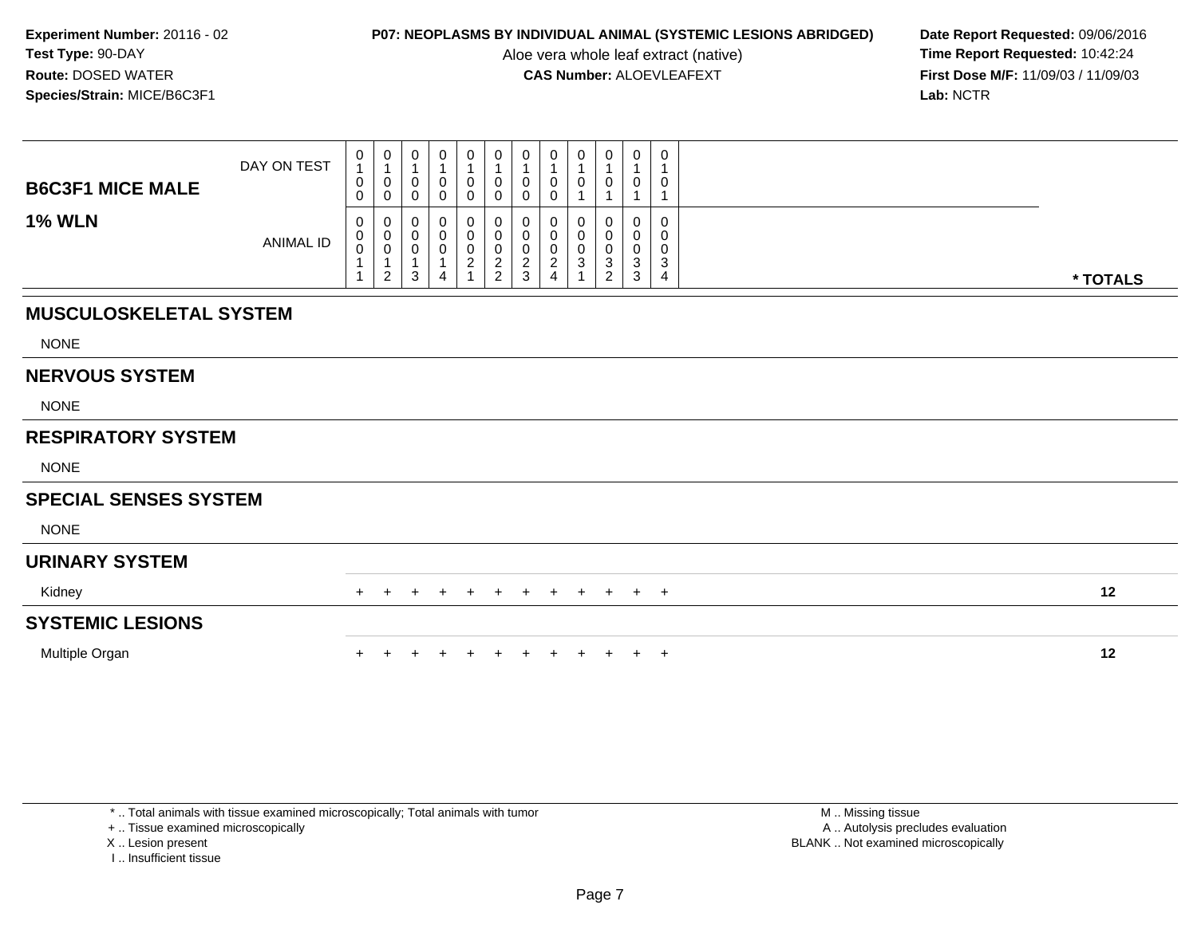**Experiment Number:** 20116 - 02
**Test Type:** 90-DAY
**Route:** DOSED WATER
**Species/Strain:** MICE/B6C3F1

**P07: NEOPLASMS BY INDIVIDUAL ANIMAL (SYSTEMIC LESIONS ABRIDGED)**
Aloe vera whole leaf extract (native)
**CAS Number:** ALOEVLEAFEXT

**Date Report Requested:** 09/06/2016
**Time Report Requested:** 10:42:24
**First Dose M/F:** 11/09/03 / 11/09/03
**Lab:** NCTR

| B6C3F1 MICE MALE — 1% WLN | | | | | | | | | | | | | |
|---|---|---|---|---|---|---|---|---|---|---|---|---|---|
| DAY ON TEST | 0100 | 0100 | 0100 | 0100 | 0100 | 0100 | 0100 | 0100 | 0101 | 0101 | 0101 | 0101 | |
| ANIMAL ID | 00011 | 00012 | 00013 | 00014 | 00021 | 00022 | 00023 | 00024 | 00031 | 00032 | 00033 | 00034 | * TOTALS |
| **MUSCULOSKELETAL SYSTEM** | | | | | | | | | | | | | |
| NONE | | | | | | | | | | | | | |
| **NERVOUS SYSTEM** | | | | | | | | | | | | | |
| NONE | | | | | | | | | | | | | |
| **RESPIRATORY SYSTEM** | | | | | | | | | | | | | |
| NONE | | | | | | | | | | | | | |
| **SPECIAL SENSES SYSTEM** | | | | | | | | | | | | | |
| NONE | | | | | | | | | | | | | |
| **URINARY SYSTEM** | | | | | | | | | | | | | |
| Kidney | + | + | + | + | + | + | + | + | + | + | + | + | 12 |
| **SYSTEMIC LESIONS** | | | | | | | | | | | | | |
| Multiple Organ | + | + | + | + | + | + | + | + | + | + | + | + | 12 |

* .. Total animals with tissue examined microscopically; Total animals with tumor
+ .. Tissue examined microscopically
X .. Lesion present
I .. Insufficient tissue

M .. Missing tissue
A .. Autolysis precludes evaluation
BLANK .. Not examined microscopically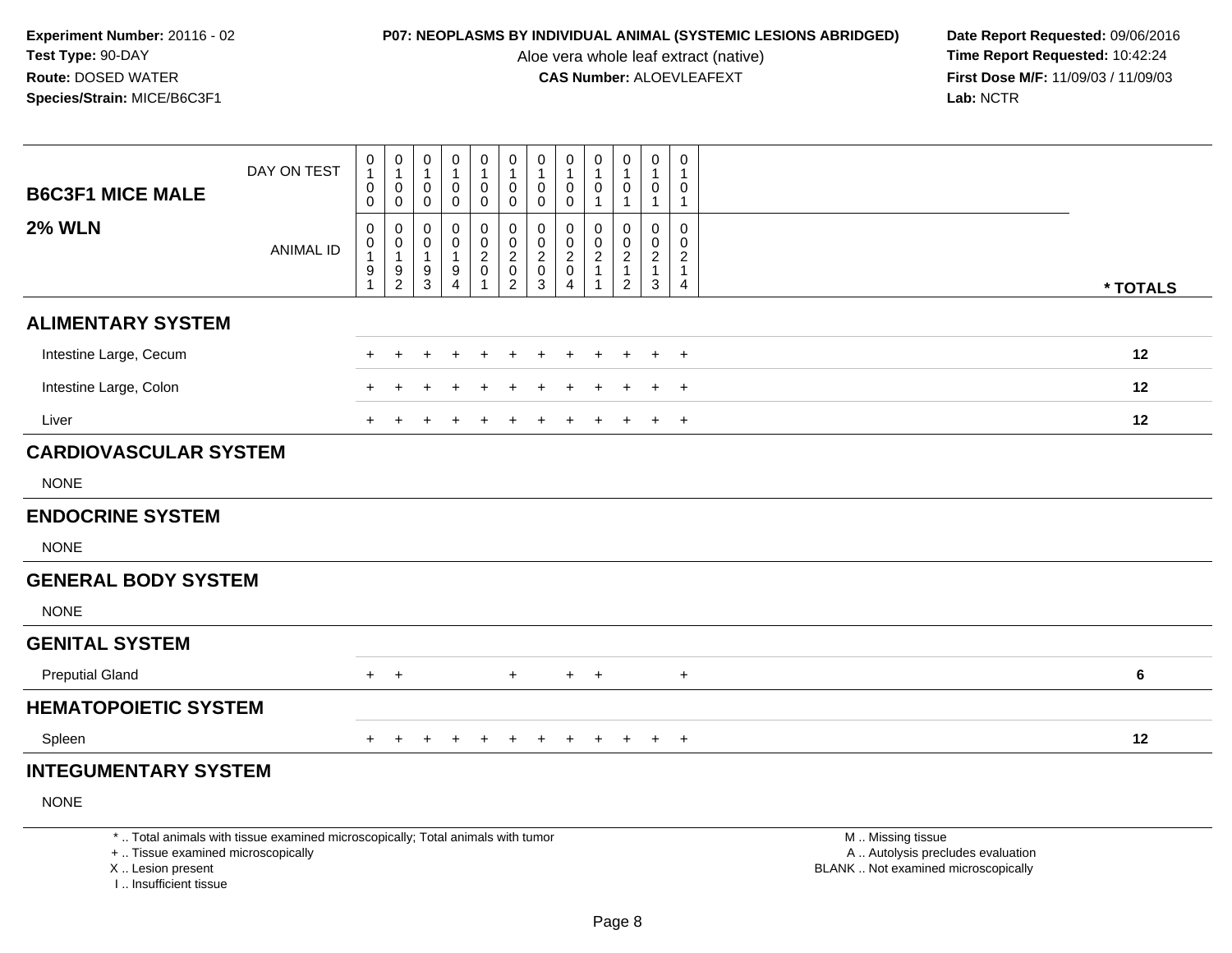**Experiment Number:** 20116 - 02
**Test Type:** 90-DAY
**Route:** DOSED WATER
**Species/Strain:** MICE/B6C3F1

**P07: NEOPLASMS BY INDIVIDUAL ANIMAL (SYSTEMIC LESIONS ABRIDGED)**
Aloe vera whole leaf extract (native)
**CAS Number:** ALOEVLEAFEXT

**Date Report Requested:** 09/06/2016
**Time Report Requested:** 10:42:24
**First Dose M/F:** 11/09/03 / 11/09/03
**Lab:** NCTR

## B6C3F1 MICE MALE — 2% WLN

| DAY ON TEST | 0100 | 0100 | 0100 | 0100 | 0100 | 0100 | 0100 | 0100 | 0101 | 0101 | 0101 | 0101 | |
|---|---|---|---|---|---|---|---|---|---|---|---|---|---|
| **ANIMAL ID** | 00191 | 00192 | 00193 | 00194 | 00201 | 00202 | 00203 | 00204 | 00211 | 00212 | 00213 | 00214 | *** TOTALS** |
| **ALIMENTARY SYSTEM** | | | | | | | | | | | | | |
| Intestine Large, Cecum | + | + | + | + | + | + | + | + | + | + | + | + | **12** |
| Intestine Large, Colon | + | + | + | + | + | + | + | + | + | + | + | + | **12** |
| Liver | + | + | + | + | + | + | + | + | + | + | + | + | **12** |
| **CARDIOVASCULAR SYSTEM** | | | | | | | | | | | | | |
| NONE | | | | | | | | | | | | | |
| **ENDOCRINE SYSTEM** | | | | | | | | | | | | | |
| NONE | | | | | | | | | | | | | |
| **GENERAL BODY SYSTEM** | | | | | | | | | | | | | |
| NONE | | | | | | | | | | | | | |
| **GENITAL SYSTEM** | | | | | | | | | | | | | |
| Preputial Gland | + | + | | | | + | | + | + | | | + | **6** |
| **HEMATOPOIETIC SYSTEM** | | | | | | | | | | | | | |
| Spleen | + | + | + | + | + | + | + | + | + | + | + | + | **12** |
| **INTEGUMENTARY SYSTEM** | | | | | | | | | | | | | |
| NONE | | | | | | | | | | | | | |

\* .. Total animals with tissue examined microscopically; Total animals with tumor
\+ .. Tissue examined microscopically
X .. Lesion present
I .. Insufficient tissue

M .. Missing tissue
A .. Autolysis precludes evaluation
BLANK .. Not examined microscopically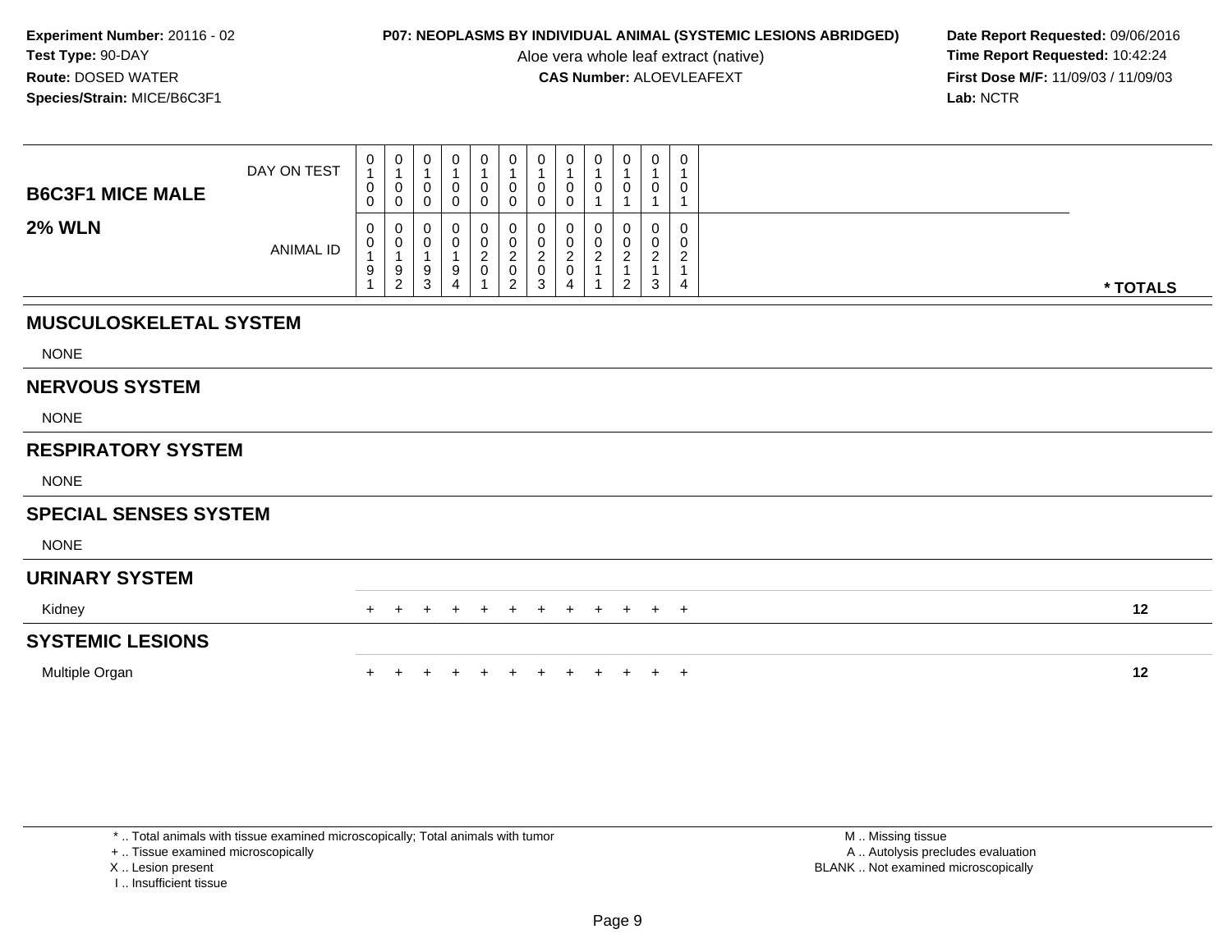**Experiment Number:** 20116 - 02
**Test Type:** 90-DAY
**Route:** DOSED WATER
**Species/Strain:** MICE/B6C3F1

**P07: NEOPLASMS BY INDIVIDUAL ANIMAL (SYSTEMIC LESIONS ABRIDGED)**
Aloe vera whole leaf extract (native)
**CAS Number:** ALOEVLEAFEXT

**Date Report Requested:** 09/06/2016
**Time Report Requested:** 10:42:24
**First Dose M/F:** 11/09/03 / 11/09/03
**Lab:** NCTR

| B6C3F1 MICE MALE — DAY ON TEST | 0100 | 0100 | 0100 | 0100 | 0100 | 0100 | 0100 | 0100 | 0101 | 0101 | 0101 | 0101 | |
|---|---|---|---|---|---|---|---|---|---|---|---|---|---|
| **2% WLN** — ANIMAL ID | 00191 | 00192 | 00193 | 00194 | 00201 | 00202 | 00203 | 00204 | 00211 | 00212 | 00213 | 00214 | * TOTALS |
| **MUSCULOSKELETAL SYSTEM** | | | | | | | | | | | | | |
| NONE | | | | | | | | | | | | | |
| **NERVOUS SYSTEM** | | | | | | | | | | | | | |
| NONE | | | | | | | | | | | | | |
| **RESPIRATORY SYSTEM** | | | | | | | | | | | | | |
| NONE | | | | | | | | | | | | | |
| **SPECIAL SENSES SYSTEM** | | | | | | | | | | | | | |
| NONE | | | | | | | | | | | | | |
| **URINARY SYSTEM** | | | | | | | | | | | | | |
| Kidney | + | + | + | + | + | + | + | + | + | + | + | + | 12 |
| **SYSTEMIC LESIONS** | | | | | | | | | | | | | |
| Multiple Organ | + | + | + | + | + | + | + | + | + | + | + | + | 12 |

* .. Total animals with tissue examined microscopically; Total animals with tumor
+ .. Tissue examined microscopically
X .. Lesion present
I .. Insufficient tissue

M .. Missing tissue
A .. Autolysis precludes evaluation
BLANK .. Not examined microscopically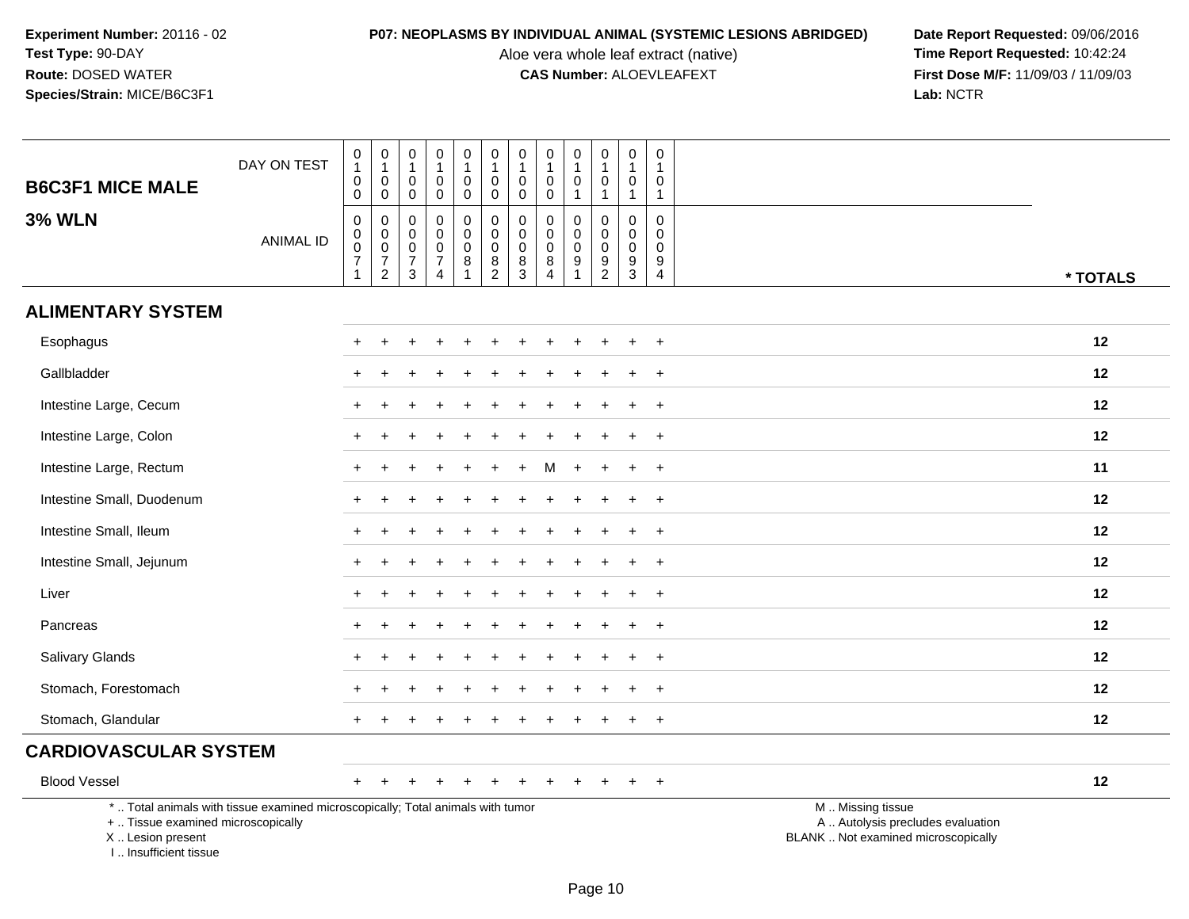**Experiment Number:** 20116 - 02
**Test Type:** 90-DAY
**Route:** DOSED WATER
**Species/Strain:** MICE/B6C3F1

**P07: NEOPLASMS BY INDIVIDUAL ANIMAL (SYSTEMIC LESIONS ABRIDGED)**
Aloe vera whole leaf extract (native)
**CAS Number:** ALOEVLEAFEXT

**Date Report Requested:** 09/06/2016
**Time Report Requested:** 10:42:24
**First Dose M/F:** 11/09/03 / 11/09/03
**Lab:** NCTR

## B6C3F1 MICE MALE

## 3% WLN

| DAY ON TEST | 0100 | 0100 | 0100 | 0100 | 0100 | 0100 | 0100 | 0100 | 0101 | 0101 | 0101 | 0101 | |
|---|---|---|---|---|---|---|---|---|---|---|---|---|---|
| **ANIMAL ID** | 00071 | 00072 | 00073 | 00074 | 00081 | 00082 | 00083 | 00084 | 00091 | 00092 | 00093 | 00094 | *** TOTALS** |
| **ALIMENTARY SYSTEM** | | | | | | | | | | | | | |
| Esophagus | + | + | + | + | + | + | + | + | + | + | + | + | 12 |
| Gallbladder | + | + | + | + | + | + | + | + | + | + | + | + | 12 |
| Intestine Large, Cecum | + | + | + | + | + | + | + | + | + | + | + | + | 12 |
| Intestine Large, Colon | + | + | + | + | + | + | + | + | + | + | + | + | 12 |
| Intestine Large, Rectum | + | + | + | + | + | + | + | M | + | + | + | + | 11 |
| Intestine Small, Duodenum | + | + | + | + | + | + | + | + | + | + | + | + | 12 |
| Intestine Small, Ileum | + | + | + | + | + | + | + | + | + | + | + | + | 12 |
| Intestine Small, Jejunum | + | + | + | + | + | + | + | + | + | + | + | + | 12 |
| Liver | + | + | + | + | + | + | + | + | + | + | + | + | 12 |
| Pancreas | + | + | + | + | + | + | + | + | + | + | + | + | 12 |
| Salivary Glands | + | + | + | + | + | + | + | + | + | + | + | + | 12 |
| Stomach, Forestomach | + | + | + | + | + | + | + | + | + | + | + | + | 12 |
| Stomach, Glandular | + | + | + | + | + | + | + | + | + | + | + | + | 12 |
| **CARDIOVASCULAR SYSTEM** | | | | | | | | | | | | | |
| Blood Vessel | + | + | + | + | + | + | + | + | + | + | + | + | 12 |

\* .. Total animals with tissue examined microscopically; Total animals with tumor
\+ .. Tissue examined microscopically
X .. Lesion present
I .. Insufficient tissue

M .. Missing tissue
A .. Autolysis precludes evaluation
BLANK .. Not examined microscopically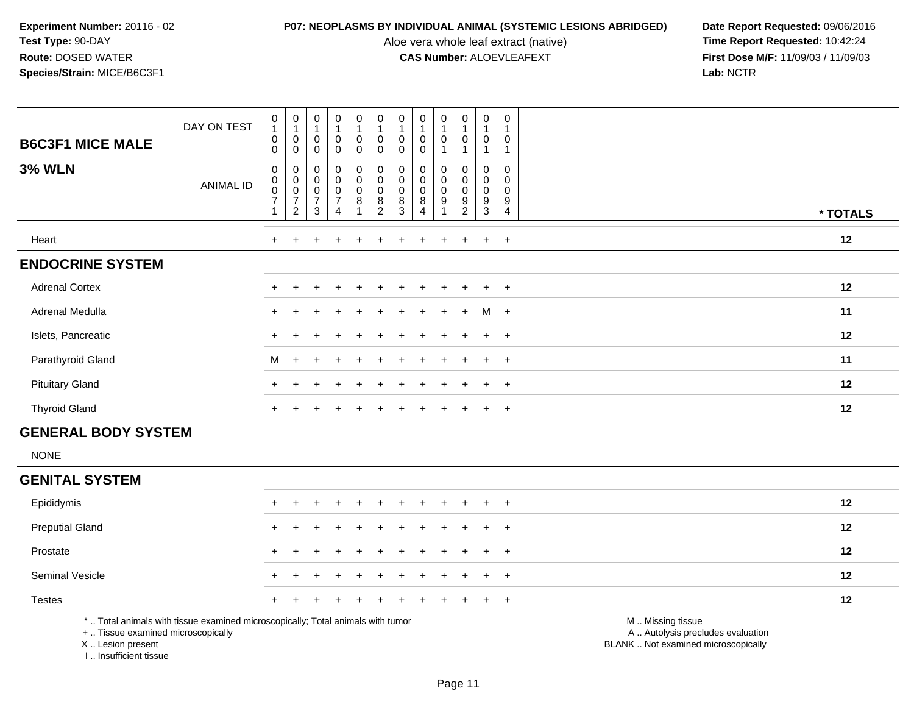**Experiment Number:** 20116 - 02
**Test Type:** 90-DAY
**Route:** DOSED WATER
**Species/Strain:** MICE/B6C3F1

**P07: NEOPLASMS BY INDIVIDUAL ANIMAL (SYSTEMIC LESIONS ABRIDGED)**
Aloe vera whole leaf extract (native)
**CAS Number:** ALOEVLEAFEXT

**Date Report Requested:** 09/06/2016
**Time Report Requested:** 10:42:24
**First Dose M/F:** 11/09/03 / 11/09/03
**Lab:** NCTR

| B6C3F1 MICE MALE — DAY ON TEST | 0100 | 0100 | 0100 | 0100 | 0100 | 0100 | 0100 | 0100 | 0101 | 0101 | 0101 | 0101 | |
|---|---|---|---|---|---|---|---|---|---|---|---|---|---|
| **3% WLN** — ANIMAL ID | 00071 | 00072 | 00073 | 00074 | 00081 | 00082 | 00083 | 00084 | 00091 | 00092 | 00093 | 00094 | * TOTALS |
| Heart | + | + | + | + | + | + | + | + | + | + | + | + | 12 |
| **ENDOCRINE SYSTEM** | | | | | | | | | | | | | |
| Adrenal Cortex | + | + | + | + | + | + | + | + | + | + | + | + | 12 |
| Adrenal Medulla | + | + | + | + | + | + | + | + | + | + | M | + | 11 |
| Islets, Pancreatic | + | + | + | + | + | + | + | + | + | + | + | + | 12 |
| Parathyroid Gland | M | + | + | + | + | + | + | + | + | + | + | + | 11 |
| Pituitary Gland | + | + | + | + | + | + | + | + | + | + | + | + | 12 |
| Thyroid Gland | + | + | + | + | + | + | + | + | + | + | + | + | 12 |
| **GENERAL BODY SYSTEM** | | | | | | | | | | | | | |
| NONE | | | | | | | | | | | | | |
| **GENITAL SYSTEM** | | | | | | | | | | | | | |
| Epididymis | + | + | + | + | + | + | + | + | + | + | + | + | 12 |
| Preputial Gland | + | + | + | + | + | + | + | + | + | + | + | + | 12 |
| Prostate | + | + | + | + | + | + | + | + | + | + | + | + | 12 |
| Seminal Vesicle | + | + | + | + | + | + | + | + | + | + | + | + | 12 |
| Testes | + | + | + | + | + | + | + | + | + | + | + | + | 12 |

\* .. Total animals with tissue examined microscopically; Total animals with tumor
\+ .. Tissue examined microscopically
X .. Lesion present
I .. Insufficient tissue

M .. Missing tissue
A .. Autolysis precludes evaluation
BLANK .. Not examined microscopically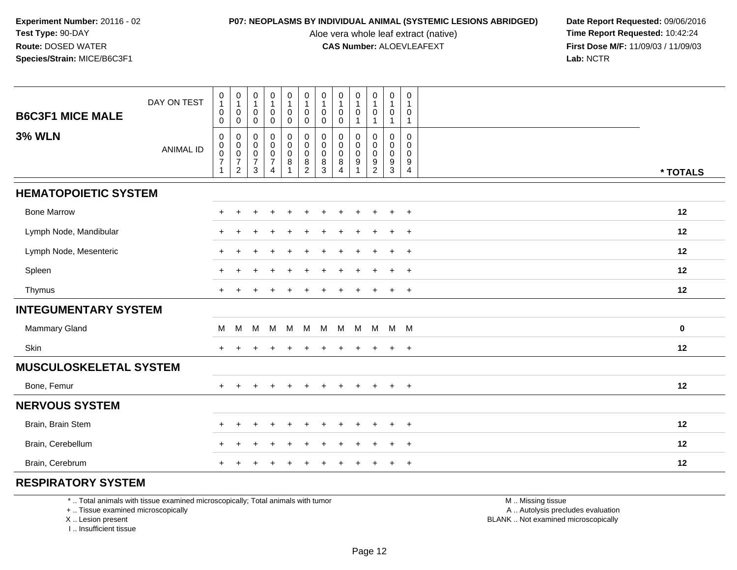**Experiment Number:** 20116 - 02
**Test Type:** 90-DAY
**Route:** DOSED WATER
**Species/Strain:** MICE/B6C3F1

**P07: NEOPLASMS BY INDIVIDUAL ANIMAL (SYSTEMIC LESIONS ABRIDGED)**
Aloe vera whole leaf extract (native)
**CAS Number:** ALOEVLEAFEXT

**Date Report Requested:** 09/06/2016
**Time Report Requested:** 10:42:24
**First Dose M/F:** 11/09/03 / 11/09/03
**Lab:** NCTR

## B6C3F1 MICE MALE
## 3% WLN

| DAY ON TEST | 0100 | 0100 | 0100 | 0100 | 0100 | 0100 | 0100 | 0100 | 0101 | 0101 | 0101 | 0101 | |
|---|---|---|---|---|---|---|---|---|---|---|---|---|---|
| ANIMAL ID | 00071 | 00072 | 00073 | 00074 | 00081 | 00082 | 00083 | 00084 | 00091 | 00092 | 00093 | 00094 | * TOTALS |
| **HEMATOPOIETIC SYSTEM** | | | | | | | | | | | | | |
| Bone Marrow | + | + | + | + | + | + | + | + | + | + | + | + | 12 |
| Lymph Node, Mandibular | + | + | + | + | + | + | + | + | + | + | + | + | 12 |
| Lymph Node, Mesenteric | + | + | + | + | + | + | + | + | + | + | + | + | 12 |
| Spleen | + | + | + | + | + | + | + | + | + | + | + | + | 12 |
| Thymus | + | + | + | + | + | + | + | + | + | + | + | + | 12 |
| **INTEGUMENTARY SYSTEM** | | | | | | | | | | | | | |
| Mammary Gland | M | M | M | M | M | M | M | M | M | M | M | M | 0 |
| Skin | + | + | + | + | + | + | + | + | + | + | + | + | 12 |
| **MUSCULOSKELETAL SYSTEM** | | | | | | | | | | | | | |
| Bone, Femur | + | + | + | + | + | + | + | + | + | + | + | + | 12 |
| **NERVOUS SYSTEM** | | | | | | | | | | | | | |
| Brain, Brain Stem | + | + | + | + | + | + | + | + | + | + | + | + | 12 |
| Brain, Cerebellum | + | + | + | + | + | + | + | + | + | + | + | + | 12 |
| Brain, Cerebrum | + | + | + | + | + | + | + | + | + | + | + | + | 12 |
| **RESPIRATORY SYSTEM** | | | | | | | | | | | | | |

* .. Total animals with tissue examined microscopically; Total animals with tumor
+ .. Tissue examined microscopically
X .. Lesion present
I .. Insufficient tissue

M .. Missing tissue
A .. Autolysis precludes evaluation
BLANK .. Not examined microscopically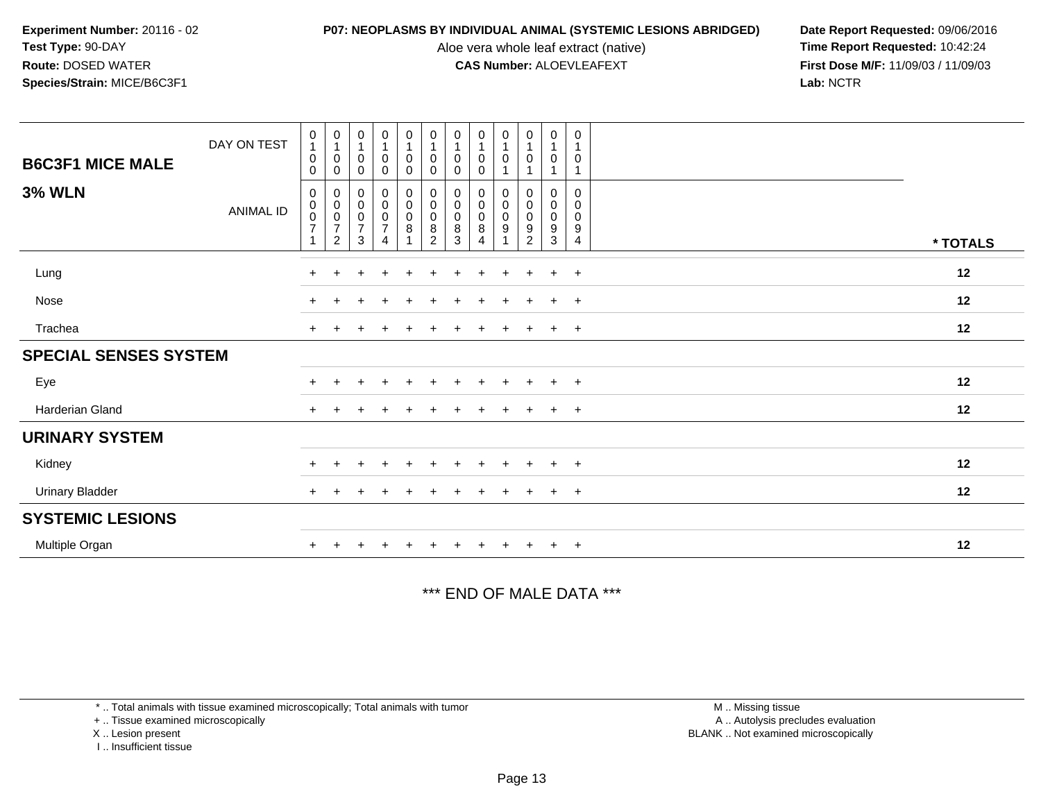**Experiment Number:** 20116 - 02
**Test Type:** 90-DAY
**Route:** DOSED WATER
**Species/Strain:** MICE/B6C3F1

**P07: NEOPLASMS BY INDIVIDUAL ANIMAL (SYSTEMIC LESIONS ABRIDGED)**
Aloe vera whole leaf extract (native)
**CAS Number:** ALOEVLEAFEXT

**Date Report Requested:** 09/06/2016
**Time Report Requested:** 10:42:24
**First Dose M/F:** 11/09/03 / 11/09/03
**Lab:** NCTR

## B6C3F1 MICE MALE — 3% WLN

| | | | | | | | | | | | | | |
|---|---|---|---|---|---|---|---|---|---|---|---|---|---|
| DAY ON TEST | 0100 | 0100 | 0100 | 0100 | 0100 | 0100 | 0100 | 0100 | 0101 | 0101 | 0101 | 0101 | |
| ANIMAL ID | 00071 | 00072 | 00073 | 00074 | 00081 | 00082 | 00083 | 00084 | 00091 | 00092 | 00093 | 00094 | * TOTALS |
| Lung | + | + | + | + | + | + | + | + | + | + | + | + | 12 |
| Nose | + | + | + | + | + | + | + | + | + | + | + | + | 12 |
| Trachea | + | + | + | + | + | + | + | + | + | + | + | + | 12 |
| **SPECIAL SENSES SYSTEM** | | | | | | | | | | | | | |
| Eye | + | + | + | + | + | + | + | + | + | + | + | + | 12 |
| Harderian Gland | + | + | + | + | + | + | + | + | + | + | + | + | 12 |
| **URINARY SYSTEM** | | | | | | | | | | | | | |
| Kidney | + | + | + | + | + | + | + | + | + | + | + | + | 12 |
| Urinary Bladder | + | + | + | + | + | + | + | + | + | + | + | + | 12 |
| **SYSTEMIC LESIONS** | | | | | | | | | | | | | |
| Multiple Organ | + | + | + | + | + | + | + | + | + | + | + | + | 12 |

*** END OF MALE DATA ***

* .. Total animals with tissue examined microscopically; Total animals with tumor
+ .. Tissue examined microscopically
X .. Lesion present
I .. Insufficient tissue

M .. Missing tissue
A .. Autolysis precludes evaluation
BLANK .. Not examined microscopically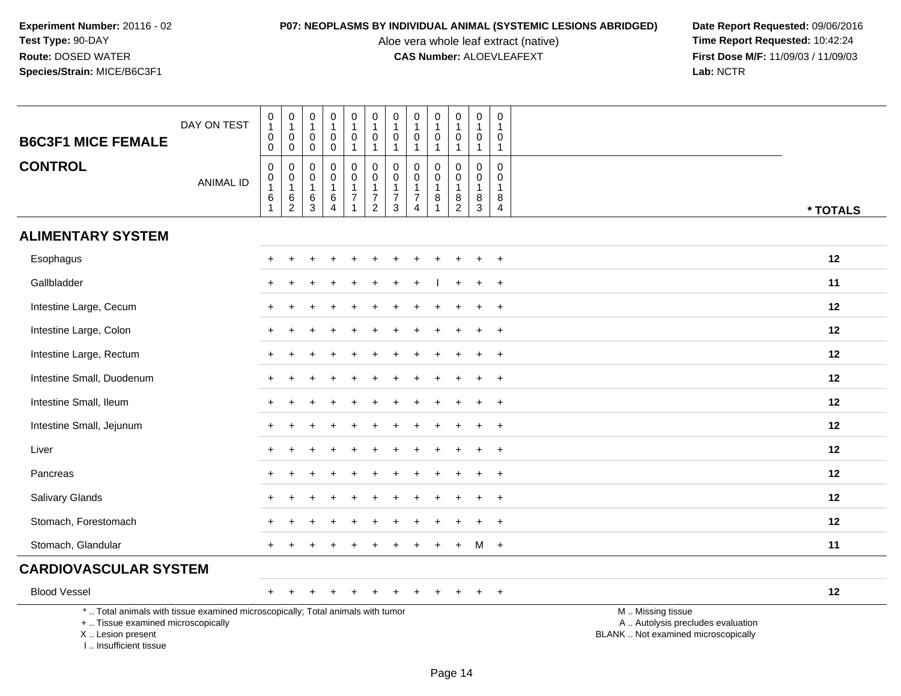**Experiment Number:** 20116 - 02
**Test Type:** 90-DAY
**Route:** DOSED WATER
**Species/Strain:** MICE/B6C3F1

**P07: NEOPLASMS BY INDIVIDUAL ANIMAL (SYSTEMIC LESIONS ABRIDGED)**
Aloe vera whole leaf extract (native)
**CAS Number:** ALOEVLEAFEXT

**Date Report Requested:** 09/06/2016
**Time Report Requested:** 10:42:24
**First Dose M/F:** 11/09/03 / 11/09/03
**Lab:** NCTR

| B6C3F1 MICE FEMALE | | | | | | | | | | | | | |
|---|---|---|---|---|---|---|---|---|---|---|---|---|---|
| DAY ON TEST | 0100 | 0100 | 0100 | 0100 | 0101 | 0101 | 0101 | 0101 | 0101 | 0101 | 0101 | 0101 | |
| **CONTROL** ANIMAL ID | 00161 | 00162 | 00163 | 00164 | 00171 | 00172 | 00173 | 00174 | 00181 | 00182 | 00183 | 00184 | * TOTALS |
| **ALIMENTARY SYSTEM** | | | | | | | | | | | | | |
| Esophagus | + | + | + | + | + | + | + | + | + | + | + | + | 12 |
| Gallbladder | + | + | + | + | + | + | + | + | I | + | + | + | 11 |
| Intestine Large, Cecum | + | + | + | + | + | + | + | + | + | + | + | + | 12 |
| Intestine Large, Colon | + | + | + | + | + | + | + | + | + | + | + | + | 12 |
| Intestine Large, Rectum | + | + | + | + | + | + | + | + | + | + | + | + | 12 |
| Intestine Small, Duodenum | + | + | + | + | + | + | + | + | + | + | + | + | 12 |
| Intestine Small, Ileum | + | + | + | + | + | + | + | + | + | + | + | + | 12 |
| Intestine Small, Jejunum | + | + | + | + | + | + | + | + | + | + | + | + | 12 |
| Liver | + | + | + | + | + | + | + | + | + | + | + | + | 12 |
| Pancreas | + | + | + | + | + | + | + | + | + | + | + | + | 12 |
| Salivary Glands | + | + | + | + | + | + | + | + | + | + | + | + | 12 |
| Stomach, Forestomach | + | + | + | + | + | + | + | + | + | + | + | + | 12 |
| Stomach, Glandular | + | + | + | + | + | + | + | + | + | + | M | + | 11 |
| **CARDIOVASCULAR SYSTEM** | | | | | | | | | | | | | |
| Blood Vessel | + | + | + | + | + | + | + | + | + | + | + | + | 12 |

\* .. Total animals with tissue examined microscopically; Total animals with tumor
\+ .. Tissue examined microscopically
X .. Lesion present
I .. Insufficient tissue

M .. Missing tissue
A .. Autolysis precludes evaluation
BLANK .. Not examined microscopically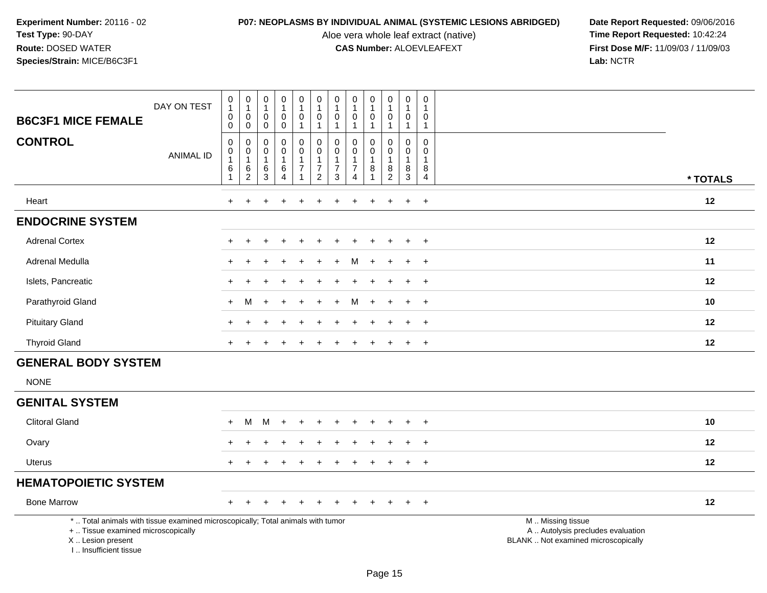**Experiment Number:** 20116 - 02
**Test Type:** 90-DAY
**Route:** DOSED WATER
**Species/Strain:** MICE/B6C3F1

**P07: NEOPLASMS BY INDIVIDUAL ANIMAL (SYSTEMIC LESIONS ABRIDGED)**
Aloe vera whole leaf extract (native)
**CAS Number:** ALOEVLEAFEXT

**Date Report Requested:** 09/06/2016
**Time Report Requested:** 10:42:24
**First Dose M/F:** 11/09/03 / 11/09/03
**Lab:** NCTR

## B6C3F1 MICE FEMALE

## CONTROL

| DAY ON TEST | 0100 | 0100 | 0100 | 0100 | 0101 | 0101 | 0101 | 0101 | 0101 | 0101 | 0101 | 0101 | |
|---|---|---|---|---|---|---|---|---|---|---|---|---|---|
| ANIMAL ID | 00161 | 00162 | 00163 | 00164 | 00171 | 00172 | 00173 | 00174 | 00181 | 00182 | 00183 | 00184 | * TOTALS |
| Heart | + | + | + | + | + | + | + | + | + | + | + | + | 12 |
| **ENDOCRINE SYSTEM** | | | | | | | | | | | | | |
| Adrenal Cortex | + | + | + | + | + | + | + | + | + | + | + | + | 12 |
| Adrenal Medulla | + | + | + | + | + | + | + | M | + | + | + | + | 11 |
| Islets, Pancreatic | + | + | + | + | + | + | + | + | + | + | + | + | 12 |
| Parathyroid Gland | + | M | + | + | + | + | + | M | + | + | + | + | 10 |
| Pituitary Gland | + | + | + | + | + | + | + | + | + | + | + | + | 12 |
| Thyroid Gland | + | + | + | + | + | + | + | + | + | + | + | + | 12 |
| **GENERAL BODY SYSTEM** | | | | | | | | | | | | | |
| NONE | | | | | | | | | | | | | |
| **GENITAL SYSTEM** | | | | | | | | | | | | | |
| Clitoral Gland | + | M | M | + | + | + | + | + | + | + | + | + | 10 |
| Ovary | + | + | + | + | + | + | + | + | + | + | + | + | 12 |
| Uterus | + | + | + | + | + | + | + | + | + | + | + | + | 12 |
| **HEMATOPOIETIC SYSTEM** | | | | | | | | | | | | | |
| Bone Marrow | + | + | + | + | + | + | + | + | + | + | + | + | 12 |

\* .. Total animals with tissue examined microscopically; Total animals with tumor
\+ .. Tissue examined microscopically
X .. Lesion present
I .. Insufficient tissue

M .. Missing tissue
A .. Autolysis precludes evaluation
BLANK .. Not examined microscopically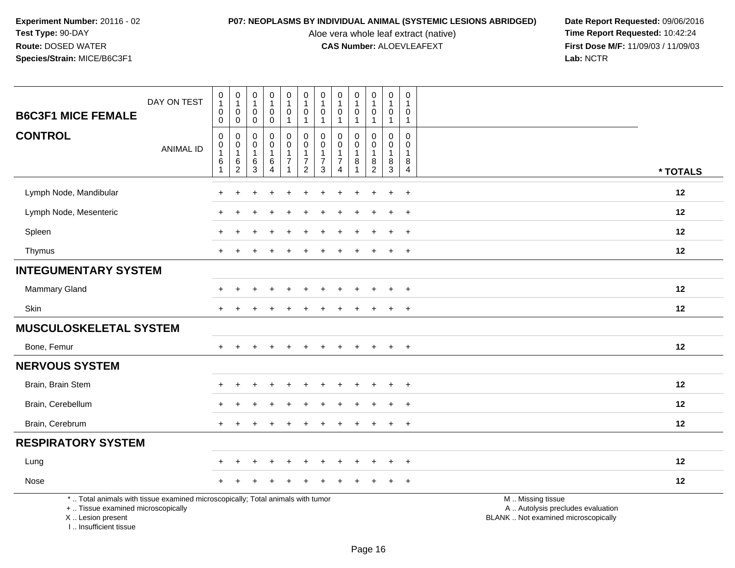**Experiment Number:** 20116 - 02
**Test Type:** 90-DAY
**Route:** DOSED WATER
**Species/Strain:** MICE/B6C3F1

**P07: NEOPLASMS BY INDIVIDUAL ANIMAL (SYSTEMIC LESIONS ABRIDGED)**
Aloe vera whole leaf extract (native)
**CAS Number:** ALOEVLEAFEXT

**Date Report Requested:** 09/06/2016
**Time Report Requested:** 10:42:24
**First Dose M/F:** 11/09/03 / 11/09/03
**Lab:** NCTR

| B6C3F1 MICE FEMALE / CONTROL | | | | | | | | | | | | | |
|---|---|---|---|---|---|---|---|---|---|---|---|---|---|
| DAY ON TEST | 0100 | 0100 | 0100 | 0100 | 0101 | 0101 | 0101 | 0101 | 0101 | 0101 | 0101 | 0101 | |
| ANIMAL ID | 00161 | 00162 | 00163 | 00164 | 00171 | 00172 | 00173 | 00174 | 00181 | 00182 | 00183 | 00184 | * TOTALS |
| Lymph Node, Mandibular | + | + | + | + | + | + | + | + | + | + | + | + | 12 |
| Lymph Node, Mesenteric | + | + | + | + | + | + | + | + | + | + | + | + | 12 |
| Spleen | + | + | + | + | + | + | + | + | + | + | + | + | 12 |
| Thymus | + | + | + | + | + | + | + | + | + | + | + | + | 12 |
| **INTEGUMENTARY SYSTEM** | | | | | | | | | | | | | |
| Mammary Gland | + | + | + | + | + | + | + | + | + | + | + | + | 12 |
| Skin | + | + | + | + | + | + | + | + | + | + | + | + | 12 |
| **MUSCULOSKELETAL SYSTEM** | | | | | | | | | | | | | |
| Bone, Femur | + | + | + | + | + | + | + | + | + | + | + | + | 12 |
| **NERVOUS SYSTEM** | | | | | | | | | | | | | |
| Brain, Brain Stem | + | + | + | + | + | + | + | + | + | + | + | + | 12 |
| Brain, Cerebellum | + | + | + | + | + | + | + | + | + | + | + | + | 12 |
| Brain, Cerebrum | + | + | + | + | + | + | + | + | + | + | + | + | 12 |
| **RESPIRATORY SYSTEM** | | | | | | | | | | | | | |
| Lung | + | + | + | + | + | + | + | + | + | + | + | + | 12 |
| Nose | + | + | + | + | + | + | + | + | + | + | + | + | 12 |

* .. Total animals with tissue examined microscopically; Total animals with tumor
+ .. Tissue examined microscopically
X .. Lesion present
I .. Insufficient tissue

M .. Missing tissue
A .. Autolysis precludes evaluation
BLANK .. Not examined microscopically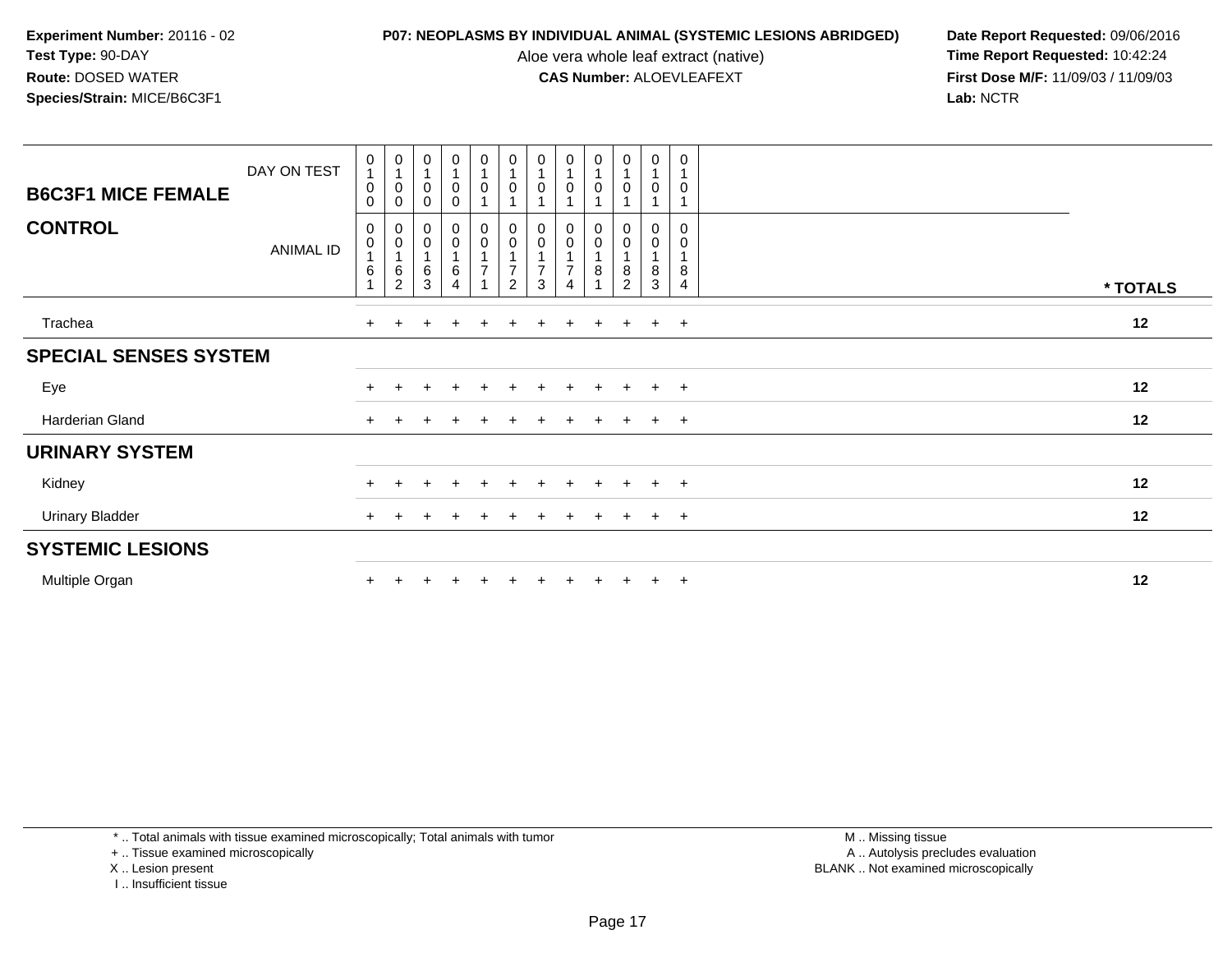**Experiment Number:** 20116 - 02
**Test Type:** 90-DAY
**Route:** DOSED WATER
**Species/Strain:** MICE/B6C3F1

**P07: NEOPLASMS BY INDIVIDUAL ANIMAL (SYSTEMIC LESIONS ABRIDGED)**
Aloe vera whole leaf extract (native)
**CAS Number:** ALOEVLEAFEXT

**Date Report Requested:** 09/06/2016
**Time Report Requested:** 10:42:24
**First Dose M/F:** 11/09/03 / 11/09/03
**Lab:** NCTR

## B6C3F1 MICE FEMALE

## CONTROL

| DAY ON TEST | 0100 | 0100 | 0100 | 0100 | 0101 | 0101 | 0101 | 0101 | 0101 | 0101 | 0101 | 0101 | |
|---|---|---|---|---|---|---|---|---|---|---|---|---|---|
| ANIMAL ID | 00161 | 00162 | 00163 | 00164 | 00171 | 00172 | 00173 | 00174 | 00181 | 00182 | 00183 | 00184 | * TOTALS |
| Trachea | + | + | + | + | + | + | + | + | + | + | + | + | 12 |
| **SPECIAL SENSES SYSTEM** | | | | | | | | | | | | | |
| Eye | + | + | + | + | + | + | + | + | + | + | + | + | 12 |
| Harderian Gland | + | + | + | + | + | + | + | + | + | + | + | + | 12 |
| **URINARY SYSTEM** | | | | | | | | | | | | | |
| Kidney | + | + | + | + | + | + | + | + | + | + | + | + | 12 |
| Urinary Bladder | + | + | + | + | + | + | + | + | + | + | + | + | 12 |
| **SYSTEMIC LESIONS** | | | | | | | | | | | | | |
| Multiple Organ | + | + | + | + | + | + | + | + | + | + | + | + | 12 |

* .. Total animals with tissue examined microscopically; Total animals with tumor
+ .. Tissue examined microscopically
X .. Lesion present
I .. Insufficient tissue

M .. Missing tissue
A .. Autolysis precludes evaluation
BLANK .. Not examined microscopically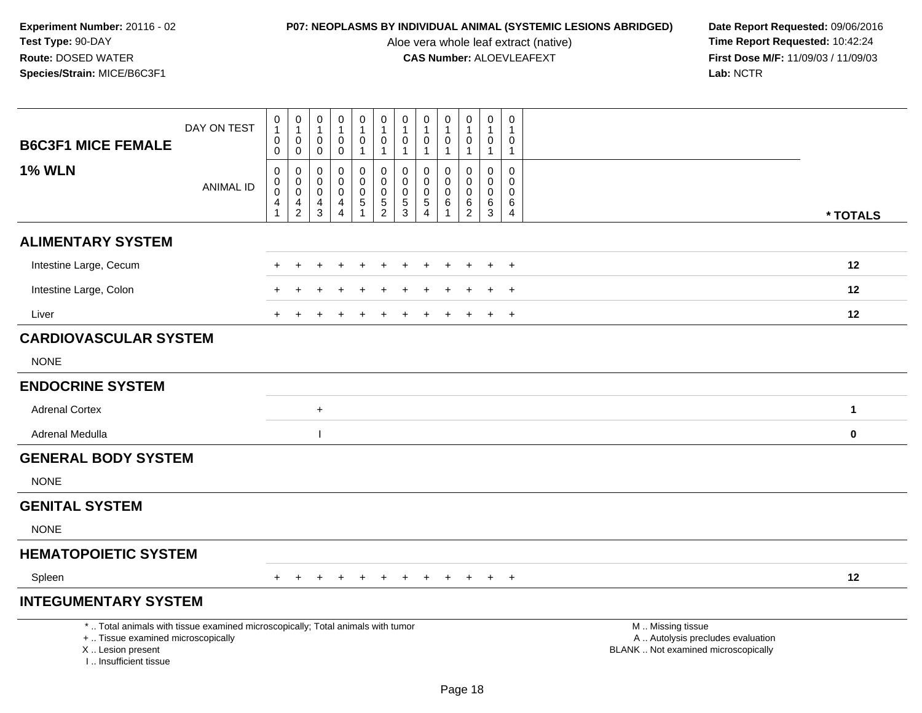**Experiment Number:** 20116 - 02
**Test Type:** 90-DAY
**Route:** DOSED WATER
**Species/Strain:** MICE/B6C3F1

**P07: NEOPLASMS BY INDIVIDUAL ANIMAL (SYSTEMIC LESIONS ABRIDGED)**
Aloe vera whole leaf extract (native)
**CAS Number:** ALOEVLEAFEXT

**Date Report Requested:** 09/06/2016
**Time Report Requested:** 10:42:24
**First Dose M/F:** 11/09/03 / 11/09/03
**Lab:** NCTR

| **B6C3F1 MICE FEMALE** DAY ON TEST | 0100 | 0100 | 0100 | 0100 | 0101 | 0101 | 0101 | 0101 | 0101 | 0101 | 0101 | 0101 | |
|---|---|---|---|---|---|---|---|---|---|---|---|---|---|
| **1% WLN** ANIMAL ID | 00041 | 00042 | 00043 | 00044 | 00051 | 00052 | 00053 | 00054 | 00061 | 00062 | 00063 | 00064 | *** TOTALS** |
| **ALIMENTARY SYSTEM** | | | | | | | | | | | | | |
| Intestine Large, Cecum | + | + | + | + | + | + | + | + | + | + | + | + | **12** |
| Intestine Large, Colon | + | + | + | + | + | + | + | + | + | + | + | + | **12** |
| Liver | + | + | + | + | + | + | + | + | + | + | + | + | **12** |
| **CARDIOVASCULAR SYSTEM** | | | | | | | | | | | | | |
| NONE | | | | | | | | | | | | | |
| **ENDOCRINE SYSTEM** | | | | | | | | | | | | | |
| Adrenal Cortex | | | + | | | | | | | | | | **1** |
| Adrenal Medulla | | | I | | | | | | | | | | **0** |
| **GENERAL BODY SYSTEM** | | | | | | | | | | | | | |
| NONE | | | | | | | | | | | | | |
| **GENITAL SYSTEM** | | | | | | | | | | | | | |
| NONE | | | | | | | | | | | | | |
| **HEMATOPOIETIC SYSTEM** | | | | | | | | | | | | | |
| Spleen | + | + | + | + | + | + | + | + | + | + | + | + | **12** |
| **INTEGUMENTARY SYSTEM** | | | | | | | | | | | | | |

* .. Total animals with tissue examined microscopically; Total animals with tumor
+ .. Tissue examined microscopically
X .. Lesion present
I .. Insufficient tissue

M .. Missing tissue
A .. Autolysis precludes evaluation
BLANK .. Not examined microscopically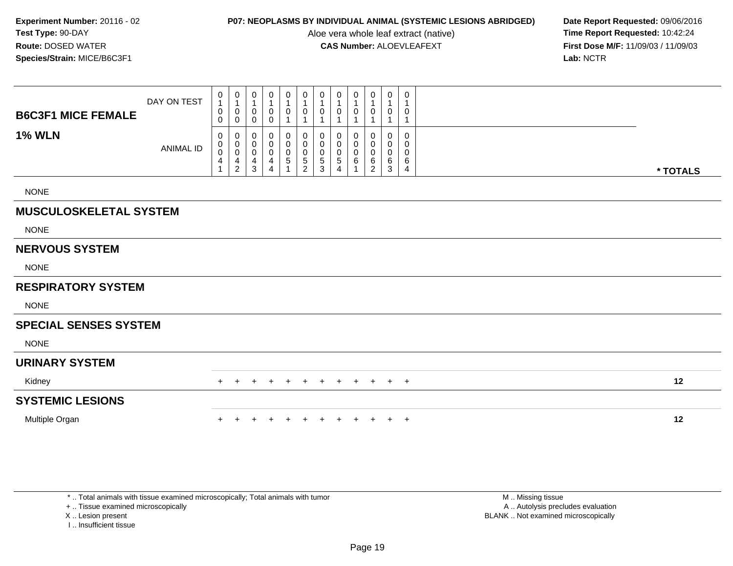**Experiment Number:** 20116 - 02
**Test Type:** 90-DAY
**Route:** DOSED WATER
**Species/Strain:** MICE/B6C3F1

**P07: NEOPLASMS BY INDIVIDUAL ANIMAL (SYSTEMIC LESIONS ABRIDGED)**
Aloe vera whole leaf extract (native)
**CAS Number:** ALOEVLEAFEXT

**Date Report Requested:** 09/06/2016
**Time Report Requested:** 10:42:24
**First Dose M/F:** 11/09/03 / 11/09/03
**Lab:** NCTR

| B6C3F1 MICE FEMALE — DAY ON TEST | 0100 | 0100 | 0100 | 0100 | 0101 | 0101 | 0101 | 0101 | 0101 | 0101 | 0101 | 0101 | |
|---|---|---|---|---|---|---|---|---|---|---|---|---|---|
| **1% WLN** — ANIMAL ID | 00041 | 00042 | 00043 | 00044 | 00051 | 00052 | 00053 | 00054 | 00061 | 00062 | 00063 | 00064 | * TOTALS |
| NONE | | | | | | | | | | | | | |
| **MUSCULOSKELETAL SYSTEM** | | | | | | | | | | | | | |
| NONE | | | | | | | | | | | | | |
| **NERVOUS SYSTEM** | | | | | | | | | | | | | |
| NONE | | | | | | | | | | | | | |
| **RESPIRATORY SYSTEM** | | | | | | | | | | | | | |
| NONE | | | | | | | | | | | | | |
| **SPECIAL SENSES SYSTEM** | | | | | | | | | | | | | |
| NONE | | | | | | | | | | | | | |
| **URINARY SYSTEM** | | | | | | | | | | | | | |
| Kidney | + | + | + | + | + | + | + | + | + | + | + | + | 12 |
| **SYSTEMIC LESIONS** | | | | | | | | | | | | | |
| Multiple Organ | + | + | + | + | + | + | + | + | + | + | + | + | 12 |

* .. Total animals with tissue examined microscopically; Total animals with tumor
+ .. Tissue examined microscopically
X .. Lesion present
I .. Insufficient tissue

M .. Missing tissue
A .. Autolysis precludes evaluation
BLANK .. Not examined microscopically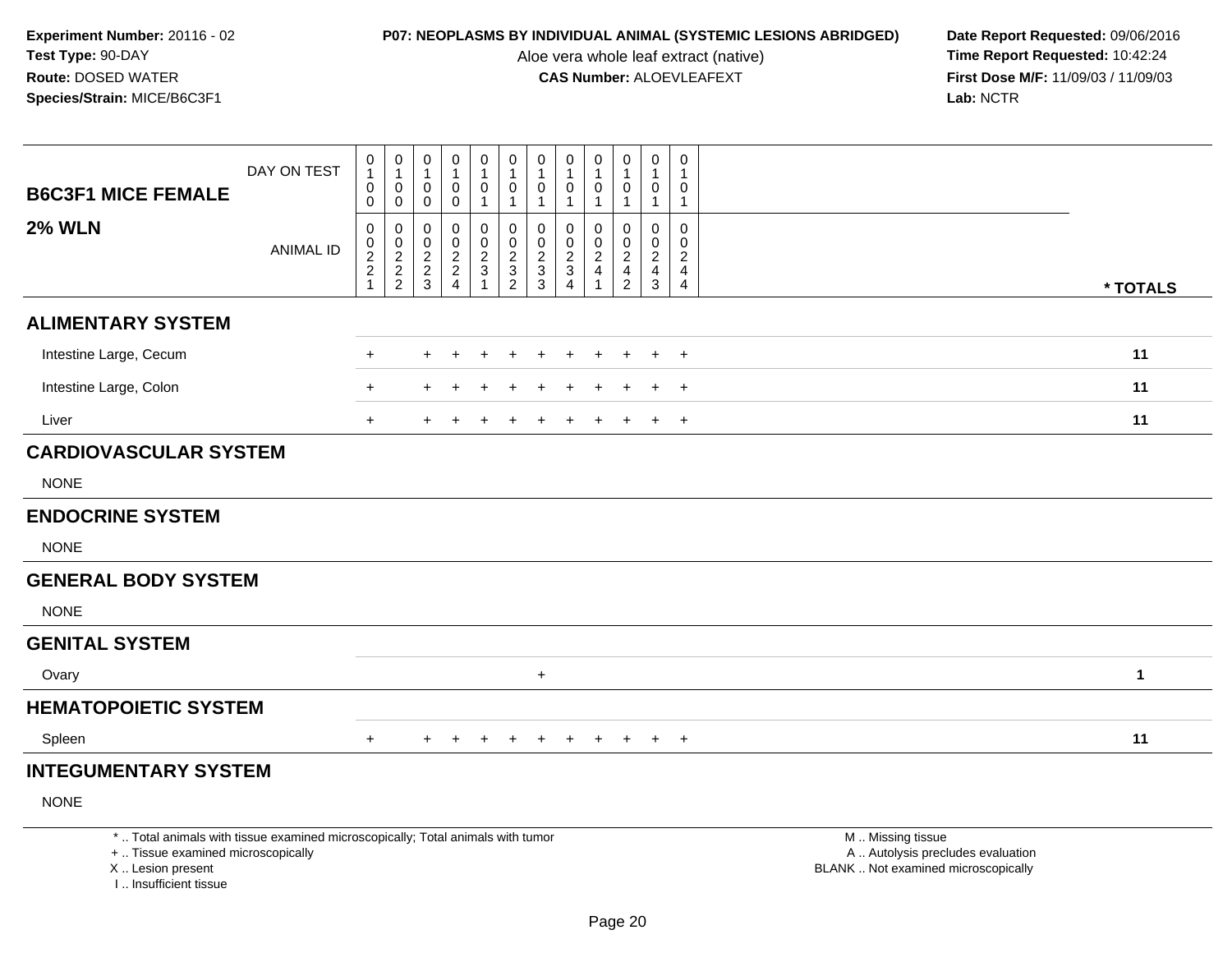**Experiment Number:** 20116 - 02
**Test Type:** 90-DAY
**Route:** DOSED WATER
**Species/Strain:** MICE/B6C3F1

**P07: NEOPLASMS BY INDIVIDUAL ANIMAL (SYSTEMIC LESIONS ABRIDGED)**
Aloe vera whole leaf extract (native)
**CAS Number:** ALOEVLEAFEXT

**Date Report Requested:** 09/06/2016
**Time Report Requested:** 10:42:24
**First Dose M/F:** 11/09/03 / 11/09/03
**Lab:** NCTR

| B6C3F1 MICE FEMALE / 2% WLN | | | | | | | | | | | | | |
|---|---|---|---|---|---|---|---|---|---|---|---|---|---|
| DAY ON TEST | 0100 | 0100 | 0100 | 0100 | 0101 | 0101 | 0101 | 0101 | 0101 | 0101 | 0101 | 0101 | |
| ANIMAL ID | 00221 | 00222 | 00223 | 00224 | 00231 | 00232 | 00233 | 00234 | 00241 | 00242 | 00243 | 00244 | * TOTALS |
| **ALIMENTARY SYSTEM** | | | | | | | | | | | | | |
| Intestine Large, Cecum | + | | + | + | + | + | + | + | + | + | + | + | 11 |
| Intestine Large, Colon | + | | + | + | + | + | + | + | + | + | + | + | 11 |
| Liver | + | | + | + | + | + | + | + | + | + | + | + | 11 |
| **CARDIOVASCULAR SYSTEM** | | | | | | | | | | | | | |
| NONE | | | | | | | | | | | | | |
| **ENDOCRINE SYSTEM** | | | | | | | | | | | | | |
| NONE | | | | | | | | | | | | | |
| **GENERAL BODY SYSTEM** | | | | | | | | | | | | | |
| NONE | | | | | | | | | | | | | |
| **GENITAL SYSTEM** | | | | | | | | | | | | | |
| Ovary | | | | | | | + | | | | | | 1 |
| **HEMATOPOIETIC SYSTEM** | | | | | | | | | | | | | |
| Spleen | + | | + | + | + | + | + | + | + | + | + | + | 11 |
| **INTEGUMENTARY SYSTEM** | | | | | | | | | | | | | |
| NONE | | | | | | | | | | | | | |

* .. Total animals with tissue examined microscopically; Total animals with tumor
+ .. Tissue examined microscopically
X .. Lesion present
I .. Insufficient tissue

M .. Missing tissue
A .. Autolysis precludes evaluation
BLANK .. Not examined microscopically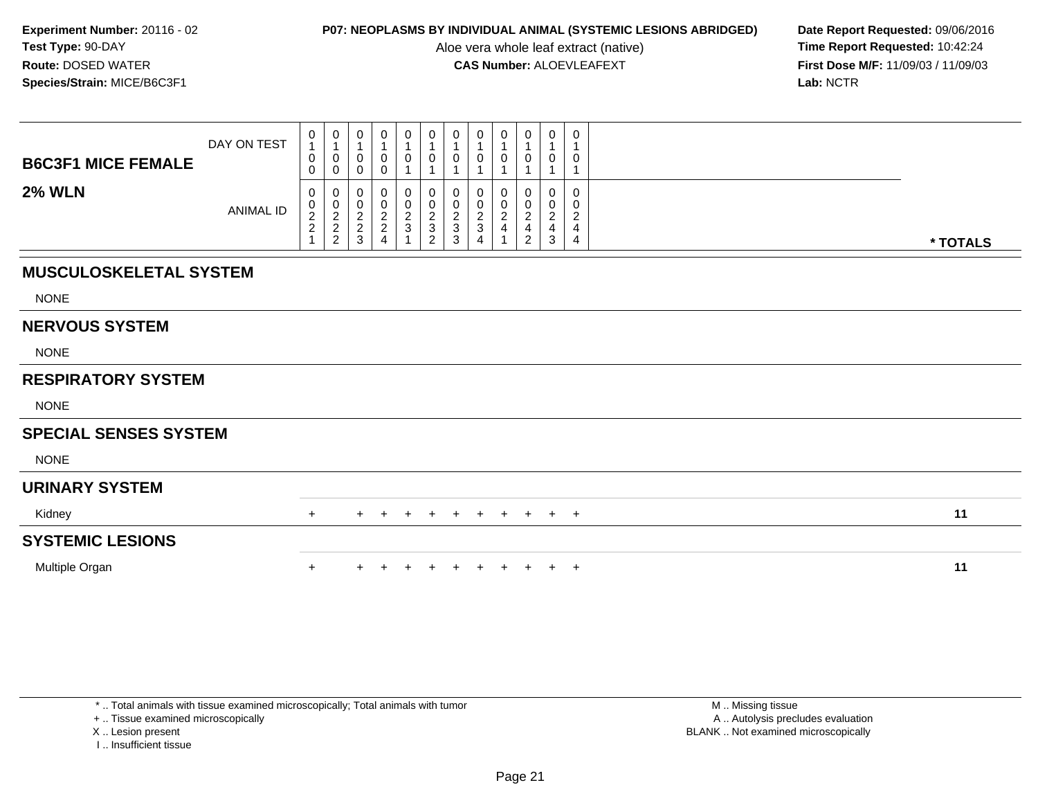**Experiment Number:** 20116 - 02
**Test Type:** 90-DAY
**Route:** DOSED WATER
**Species/Strain:** MICE/B6C3F1

**P07: NEOPLASMS BY INDIVIDUAL ANIMAL (SYSTEMIC LESIONS ABRIDGED)**
Aloe vera whole leaf extract (native)
**CAS Number:** ALOEVLEAFEXT

**Date Report Requested:** 09/06/2016
**Time Report Requested:** 10:42:24
**First Dose M/F:** 11/09/03 / 11/09/03
**Lab:** NCTR

## B6C3F1 MICE FEMALE
## 2% WLN

| DAY ON TEST | 0100 | 0100 | 0100 | 0100 | 0101 | 0101 | 0101 | 0101 | 0101 | 0101 | 0101 | 0101 | |
|---|---|---|---|---|---|---|---|---|---|---|---|---|---|
| **ANIMAL ID** | 00221 | 00222 | 00223 | 00224 | 00231 | 00232 | 00233 | 00234 | 00241 | 00242 | 00243 | 00244 | **\* TOTALS** |
| **MUSCULOSKELETAL SYSTEM** | | | | | | | | | | | | | |
| NONE | | | | | | | | | | | | | |
| **NERVOUS SYSTEM** | | | | | | | | | | | | | |
| NONE | | | | | | | | | | | | | |
| **RESPIRATORY SYSTEM** | | | | | | | | | | | | | |
| NONE | | | | | | | | | | | | | |
| **SPECIAL SENSES SYSTEM** | | | | | | | | | | | | | |
| NONE | | | | | | | | | | | | | |
| **URINARY SYSTEM** | | | | | | | | | | | | | |
| Kidney | + | | + | + | + | + | + | + | + | + | + | + | **11** |
| **SYSTEMIC LESIONS** | | | | | | | | | | | | | |
| Multiple Organ | + | | + | + | + | + | + | + | + | + | + | + | **11** |

\* .. Total animals with tissue examined microscopically; Total animals with tumor
\+ .. Tissue examined microscopically
X .. Lesion present
I .. Insufficient tissue

M .. Missing tissue
A .. Autolysis precludes evaluation
BLANK .. Not examined microscopically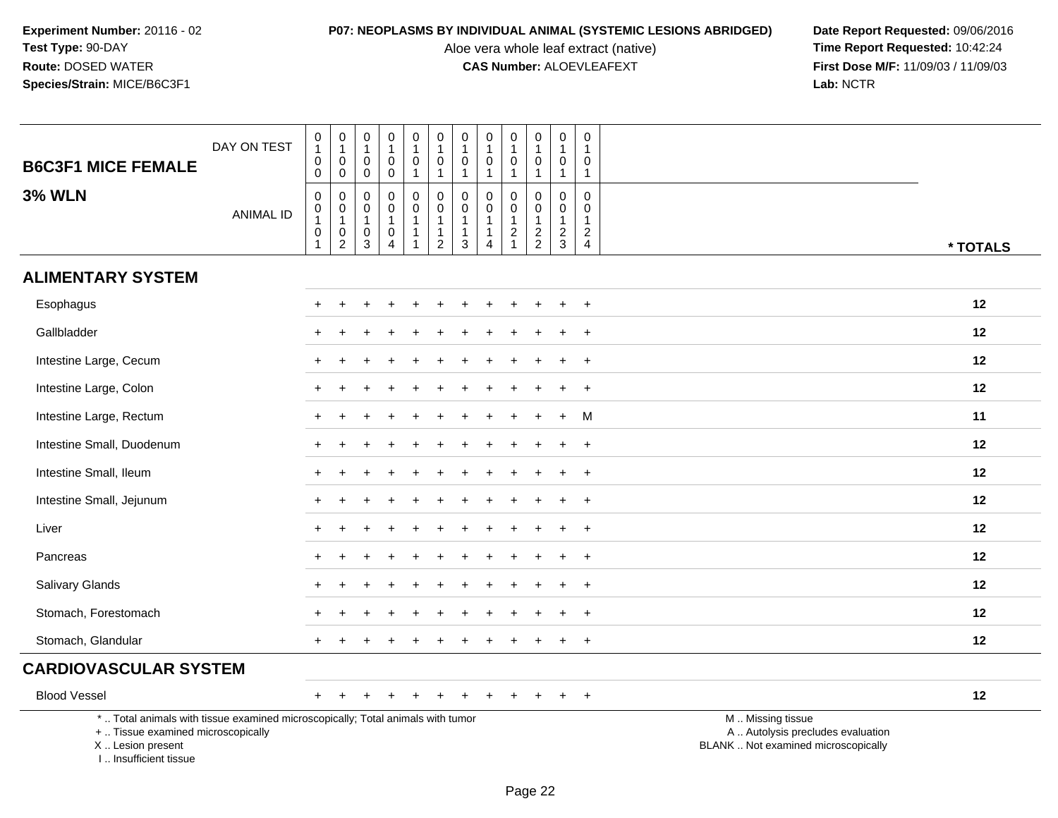**Experiment Number:** 20116 - 02
**Test Type:** 90-DAY
**Route:** DOSED WATER
**Species/Strain:** MICE/B6C3F1

**P07: NEOPLASMS BY INDIVIDUAL ANIMAL (SYSTEMIC LESIONS ABRIDGED)**
Aloe vera whole leaf extract (native)
**CAS Number:** ALOEVLEAFEXT

**Date Report Requested:** 09/06/2016
**Time Report Requested:** 10:42:24
**First Dose M/F:** 11/09/03 / 11/09/03
**Lab:** NCTR

## B6C3F1 MICE FEMALE

### 3% WLN

| DAY ON TEST | 0100 | 0100 | 0100 | 0100 | 0101 | 0101 | 0101 | 0101 | 0101 | 0101 | 0101 | 0101 | |
|---|---|---|---|---|---|---|---|---|---|---|---|---|---|
| ANIMAL ID | 00101 | 00102 | 00103 | 00104 | 00111 | 00112 | 00113 | 00114 | 00121 | 00122 | 00123 | 00124 | * TOTALS |
| **ALIMENTARY SYSTEM** | | | | | | | | | | | | | |
| Esophagus | + | + | + | + | + | + | + | + | + | + | + | + | 12 |
| Gallbladder | + | + | + | + | + | + | + | + | + | + | + | + | 12 |
| Intestine Large, Cecum | + | + | + | + | + | + | + | + | + | + | + | + | 12 |
| Intestine Large, Colon | + | + | + | + | + | + | + | + | + | + | + | + | 12 |
| Intestine Large, Rectum | + | + | + | + | + | + | + | + | + | + | + | M | 11 |
| Intestine Small, Duodenum | + | + | + | + | + | + | + | + | + | + | + | + | 12 |
| Intestine Small, Ileum | + | + | + | + | + | + | + | + | + | + | + | + | 12 |
| Intestine Small, Jejunum | + | + | + | + | + | + | + | + | + | + | + | + | 12 |
| Liver | + | + | + | + | + | + | + | + | + | + | + | + | 12 |
| Pancreas | + | + | + | + | + | + | + | + | + | + | + | + | 12 |
| Salivary Glands | + | + | + | + | + | + | + | + | + | + | + | + | 12 |
| Stomach, Forestomach | + | + | + | + | + | + | + | + | + | + | + | + | 12 |
| Stomach, Glandular | + | + | + | + | + | + | + | + | + | + | + | + | 12 |
| **CARDIOVASCULAR SYSTEM** | | | | | | | | | | | | | |
| Blood Vessel | + | + | + | + | + | + | + | + | + | + | + | + | 12 |

\* .. Total animals with tissue examined microscopically; Total animals with tumor
\+ .. Tissue examined microscopically
X .. Lesion present
I .. Insufficient tissue

M .. Missing tissue
A .. Autolysis precludes evaluation
BLANK .. Not examined microscopically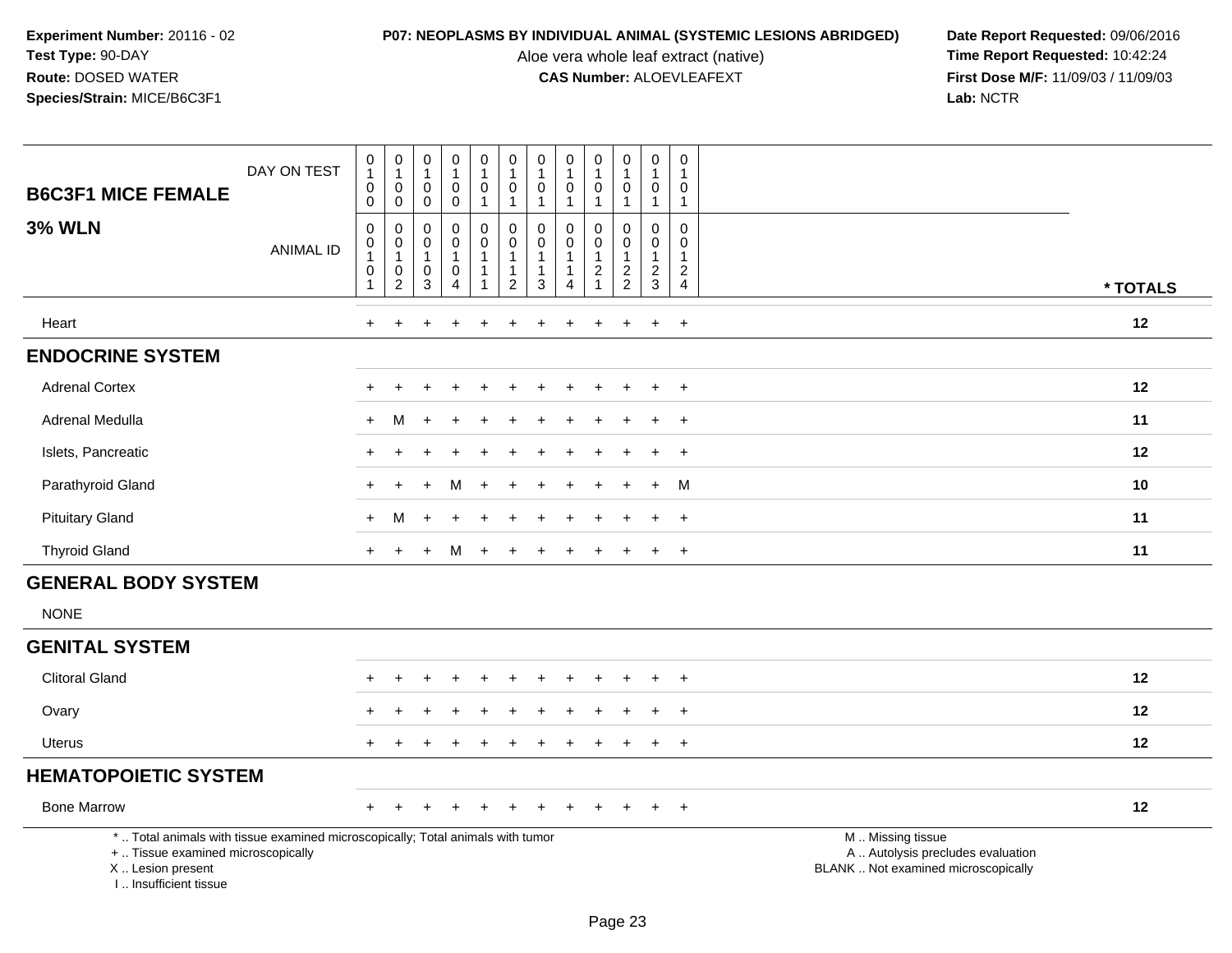**Experiment Number:** 20116 - 02
**Test Type:** 90-DAY
**Route:** DOSED WATER
**Species/Strain:** MICE/B6C3F1

**P07: NEOPLASMS BY INDIVIDUAL ANIMAL (SYSTEMIC LESIONS ABRIDGED)**
Aloe vera whole leaf extract (native)
**CAS Number:** ALOEVLEAFEXT

**Date Report Requested:** 09/06/2016
**Time Report Requested:** 10:42:24
**First Dose M/F:** 11/09/03 / 11/09/03
**Lab:** NCTR

| B6C3F1 MICE FEMALE — DAY ON TEST | 0100 | 0100 | 0100 | 0100 | 0101 | 0101 | 0101 | 0101 | 0101 | 0101 | 0101 | 0101 | |
|---|---|---|---|---|---|---|---|---|---|---|---|---|---|
| **3% WLN** — ANIMAL ID | 00101 | 00102 | 00103 | 00104 | 00111 | 00112 | 00113 | 00114 | 00121 | 00122 | 00123 | 00124 | **\* TOTALS** |
| Heart | + | + | + | + | + | + | + | + | + | + | + | + | **12** |
| **ENDOCRINE SYSTEM** | | | | | | | | | | | | | |
| Adrenal Cortex | + | + | + | + | + | + | + | + | + | + | + | + | **12** |
| Adrenal Medulla | + | M | + | + | + | + | + | + | + | + | + | + | **11** |
| Islets, Pancreatic | + | + | + | + | + | + | + | + | + | + | + | + | **12** |
| Parathyroid Gland | + | + | + | M | + | + | + | + | + | + | + | M | **10** |
| Pituitary Gland | + | M | + | + | + | + | + | + | + | + | + | + | **11** |
| Thyroid Gland | + | + | + | M | + | + | + | + | + | + | + | + | **11** |
| **GENERAL BODY SYSTEM** | | | | | | | | | | | | | |
| NONE | | | | | | | | | | | | | |
| **GENITAL SYSTEM** | | | | | | | | | | | | | |
| Clitoral Gland | + | + | + | + | + | + | + | + | + | + | + | + | **12** |
| Ovary | + | + | + | + | + | + | + | + | + | + | + | + | **12** |
| Uterus | + | + | + | + | + | + | + | + | + | + | + | + | **12** |
| **HEMATOPOIETIC SYSTEM** | | | | | | | | | | | | | |
| Bone Marrow | + | + | + | + | + | + | + | + | + | + | + | + | **12** |

\* .. Total animals with tissue examined microscopically; Total animals with tumor
\+ .. Tissue examined microscopically
X .. Lesion present
I .. Insufficient tissue

M .. Missing tissue
A .. Autolysis precludes evaluation
BLANK .. Not examined microscopically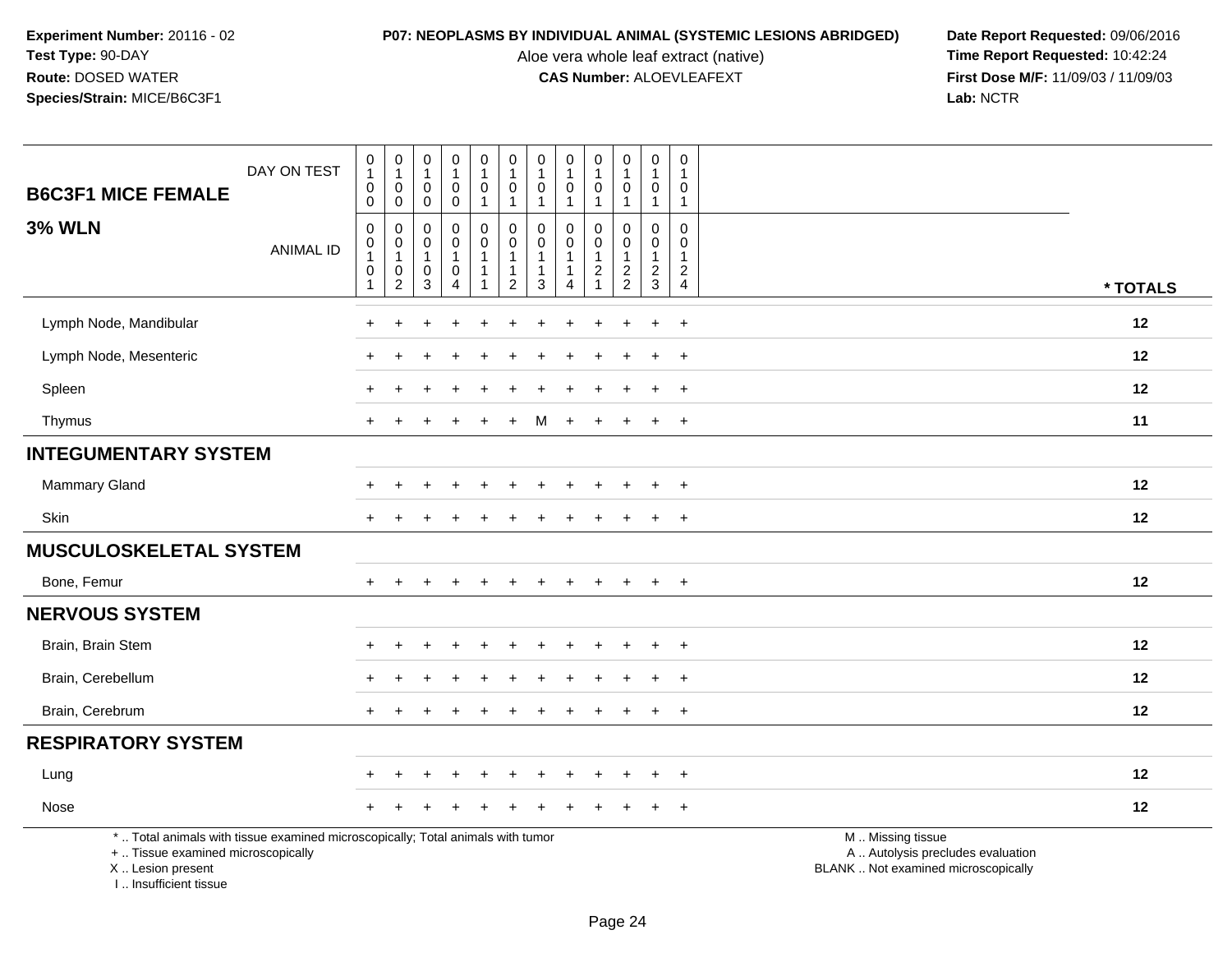**Experiment Number:** 20116 - 02
**Test Type:** 90-DAY
**Route:** DOSED WATER
**Species/Strain:** MICE/B6C3F1

**P07: NEOPLASMS BY INDIVIDUAL ANIMAL (SYSTEMIC LESIONS ABRIDGED)**
Aloe vera whole leaf extract (native)
**CAS Number:** ALOEVLEAFEXT

**Date Report Requested:** 09/06/2016
**Time Report Requested:** 10:42:24
**First Dose M/F:** 11/09/03 / 11/09/03
**Lab:** NCTR

## B6C3F1 MICE FEMALE
## 3% WLN

| DAY ON TEST | 0100 | 0100 | 0100 | 0100 | 0101 | 0101 | 0101 | 0101 | 0101 | 0101 | 0101 | 0101 | |
|---|---|---|---|---|---|---|---|---|---|---|---|---|---|
| **ANIMAL ID** | 00101 | 00102 | 00103 | 00104 | 00111 | 00112 | 00113 | 00114 | 00121 | 00122 | 00123 | 00124 | *** TOTALS** |
| Lymph Node, Mandibular | + | + | + | + | + | + | + | + | + | + | + | + | **12** |
| Lymph Node, Mesenteric | + | + | + | + | + | + | + | + | + | + | + | + | **12** |
| Spleen | + | + | + | + | + | + | + | + | + | + | + | + | **12** |
| Thymus | + | + | + | + | + | + | M | + | + | + | + | + | **11** |
| **INTEGUMENTARY SYSTEM** | | | | | | | | | | | | | |
| Mammary Gland | + | + | + | + | + | + | + | + | + | + | + | + | **12** |
| Skin | + | + | + | + | + | + | + | + | + | + | + | + | **12** |
| **MUSCULOSKELETAL SYSTEM** | | | | | | | | | | | | | |
| Bone, Femur | + | + | + | + | + | + | + | + | + | + | + | + | **12** |
| **NERVOUS SYSTEM** | | | | | | | | | | | | | |
| Brain, Brain Stem | + | + | + | + | + | + | + | + | + | + | + | + | **12** |
| Brain, Cerebellum | + | + | + | + | + | + | + | + | + | + | + | + | **12** |
| Brain, Cerebrum | + | + | + | + | + | + | + | + | + | + | + | + | **12** |
| **RESPIRATORY SYSTEM** | | | | | | | | | | | | | |
| Lung | + | + | + | + | + | + | + | + | + | + | + | + | **12** |
| Nose | + | + | + | + | + | + | + | + | + | + | + | + | **12** |

* .. Total animals with tissue examined microscopically; Total animals with tumor
+ .. Tissue examined microscopically
X .. Lesion present
I .. Insufficient tissue

M .. Missing tissue
A .. Autolysis precludes evaluation
BLANK .. Not examined microscopically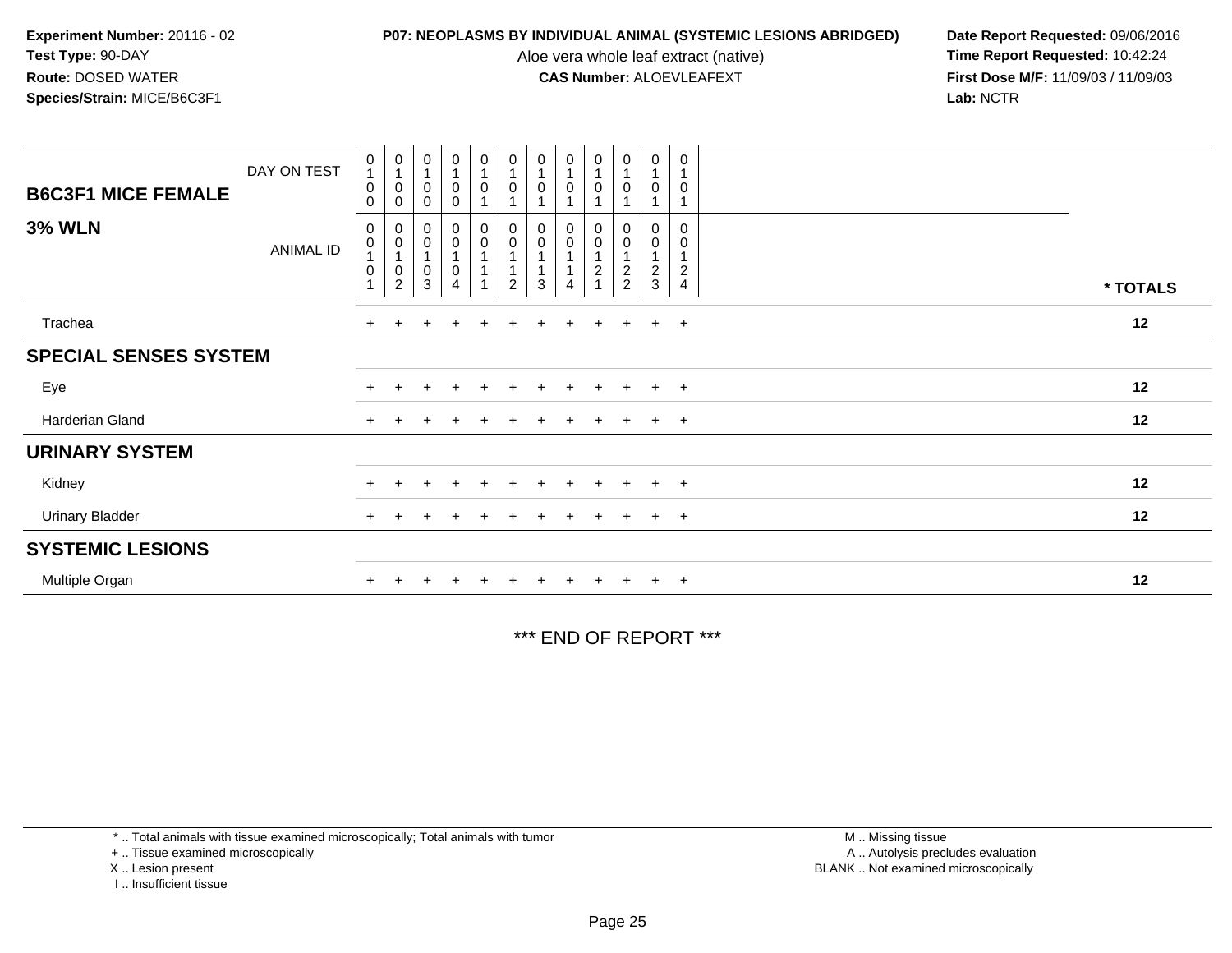**Experiment Number:** 20116 - 02
**Test Type:** 90-DAY
**Route:** DOSED WATER
**Species/Strain:** MICE/B6C3F1

**P07: NEOPLASMS BY INDIVIDUAL ANIMAL (SYSTEMIC LESIONS ABRIDGED)**
Aloe vera whole leaf extract (native)
**CAS Number:** ALOEVLEAFEXT

**Date Report Requested:** 09/06/2016
**Time Report Requested:** 10:42:24
**First Dose M/F:** 11/09/03 / 11/09/03
**Lab:** NCTR

| B6C3F1 MICE FEMALE — DAY ON TEST | 0100 | 0100 | 0100 | 0100 | 0101 | 0101 | 0101 | 0101 | 0101 | 0101 | 0101 | 0101 | |
|---|---|---|---|---|---|---|---|---|---|---|---|---|---|
| **3% WLN** — ANIMAL ID | 00101 | 00102 | 00103 | 00104 | 00111 | 00112 | 00113 | 00114 | 00121 | 00122 | 00123 | 00124 | *** TOTALS** |
| Trachea | + | + | + | + | + | + | + | + | + | + | + | + | **12** |
| **SPECIAL SENSES SYSTEM** | | | | | | | | | | | | | |
| Eye | + | + | + | + | + | + | + | + | + | + | + | + | **12** |
| Harderian Gland | + | + | + | + | + | + | + | + | + | + | + | + | **12** |
| **URINARY SYSTEM** | | | | | | | | | | | | | |
| Kidney | + | + | + | + | + | + | + | + | + | + | + | + | **12** |
| Urinary Bladder | + | + | + | + | + | + | + | + | + | + | + | + | **12** |
| **SYSTEMIC LESIONS** | | | | | | | | | | | | | |
| Multiple Organ | + | + | + | + | + | + | + | + | + | + | + | + | **12** |

*** END OF REPORT ***

* .. Total animals with tissue examined microscopically; Total animals with tumor
+ .. Tissue examined microscopically
X .. Lesion present
I .. Insufficient tissue

M .. Missing tissue
A .. Autolysis precludes evaluation
BLANK .. Not examined microscopically